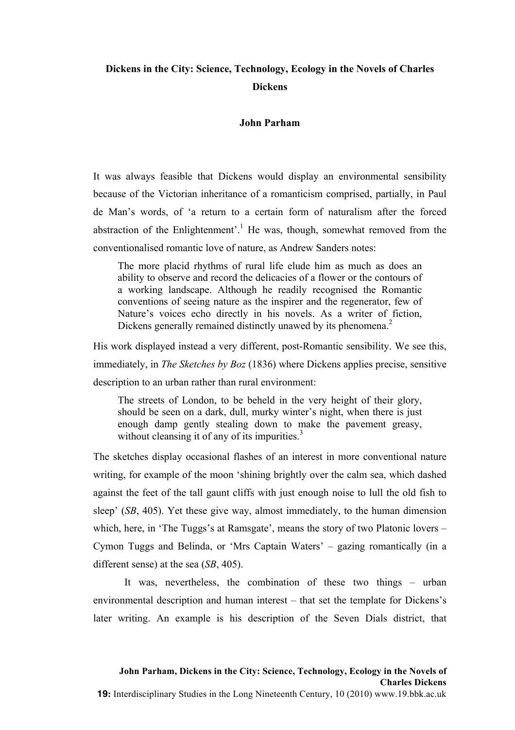# Dickens in the City: Science, Technology, Ecology in the Novels of Charles Dickens

**John Parham**

It was always feasible that Dickens would display an environmental sensibility because of the Victorian inheritance of a romanticism comprised, partially, in Paul de Man's words, of 'a return to a certain form of naturalism after the forced abstraction of the Enlightenment'.[1] He was, though, somewhat removed from the conventionalised romantic love of nature, as Andrew Sanders notes:

> The more placid rhythms of rural life elude him as much as does an ability to observe and record the delicacies of a flower or the contours of a working landscape. Although he readily recognised the Romantic conventions of seeing nature as the inspirer and the regenerator, few of Nature's voices echo directly in his novels. As a writer of fiction, Dickens generally remained distinctly unawed by its phenomena.[2]

His work displayed instead a very different, post-Romantic sensibility. We see this, immediately, in *The Sketches by Boz* (1836) where Dickens applies precise, sensitive description to an urban rather than rural environment:

> The streets of London, to be beheld in the very height of their glory, should be seen on a dark, dull, murky winter's night, when there is just enough damp gently stealing down to make the pavement greasy, without cleansing it of any of its impurities.[3]

The sketches display occasional flashes of an interest in more conventional nature writing, for example of the moon 'shining brightly over the calm sea, which dashed against the feet of the tall gaunt cliffs with just enough noise to lull the old fish to sleep' (*SB*, 405). Yet these give way, almost immediately, to the human dimension which, here, in 'The Tuggs's at Ramsgate', means the story of two Platonic lovers – Cymon Tuggs and Belinda, or 'Mrs Captain Waters' – gazing romantically (in a different sense) at the sea (*SB*, 405).

It was, nevertheless, the combination of these two things – urban environmental description and human interest – that set the template for Dickens's later writing. An example is his description of the Seven Dials district, that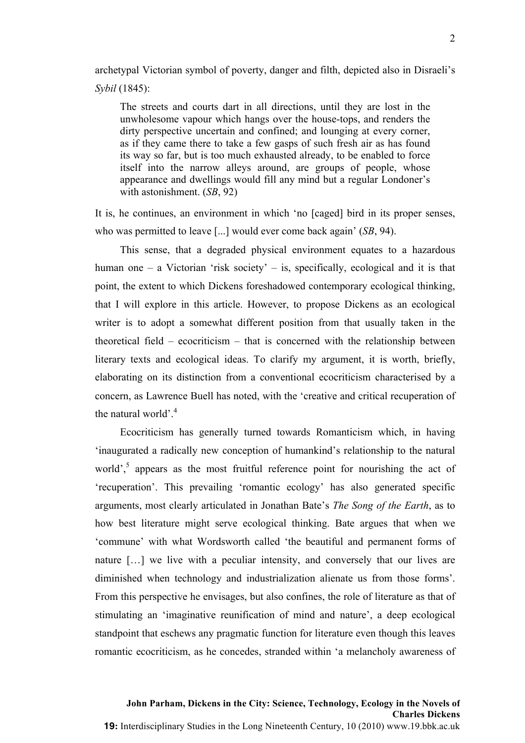archetypal Victorian symbol of poverty, danger and filth, depicted also in Disraeli's *Sybil* (1845):

> The streets and courts dart in all directions, until they are lost in the unwholesome vapour which hangs over the house-tops, and renders the dirty perspective uncertain and confined; and lounging at every corner, as if they came there to take a few gasps of such fresh air as has found its way so far, but is too much exhausted already, to be enabled to force itself into the narrow alleys around, are groups of people, whose appearance and dwellings would fill any mind but a regular Londoner's with astonishment. (*SB*, 92)

It is, he continues, an environment in which 'no [caged] bird in its proper senses, who was permitted to leave [...] would ever come back again' (*SB*, 94).

This sense, that a degraded physical environment equates to a hazardous human one – a Victorian 'risk society' – is, specifically, ecological and it is that point, the extent to which Dickens foreshadowed contemporary ecological thinking, that I will explore in this article. However, to propose Dickens as an ecological writer is to adopt a somewhat different position from that usually taken in the theoretical field – ecocriticism – that is concerned with the relationship between literary texts and ecological ideas. To clarify my argument, it is worth, briefly, elaborating on its distinction from a conventional ecocriticism characterised by a concern, as Lawrence Buell has noted, with the 'creative and critical recuperation of the natural world'.[4]

Ecocriticism has generally turned towards Romanticism which, in having 'inaugurated a radically new conception of humankind's relationship to the natural world',[5] appears as the most fruitful reference point for nourishing the act of 'recuperation'. This prevailing 'romantic ecology' has also generated specific arguments, most clearly articulated in Jonathan Bate's *The Song of the Earth*, as to how best literature might serve ecological thinking. Bate argues that when we 'commune' with what Wordsworth called 'the beautiful and permanent forms of nature […] we live with a peculiar intensity, and conversely that our lives are diminished when technology and industrialization alienate us from those forms'. From this perspective he envisages, but also confines, the role of literature as that of stimulating an 'imaginative reunification of mind and nature', a deep ecological standpoint that eschews any pragmatic function for literature even though this leaves romantic ecocriticism, as he concedes, stranded within 'a melancholy awareness of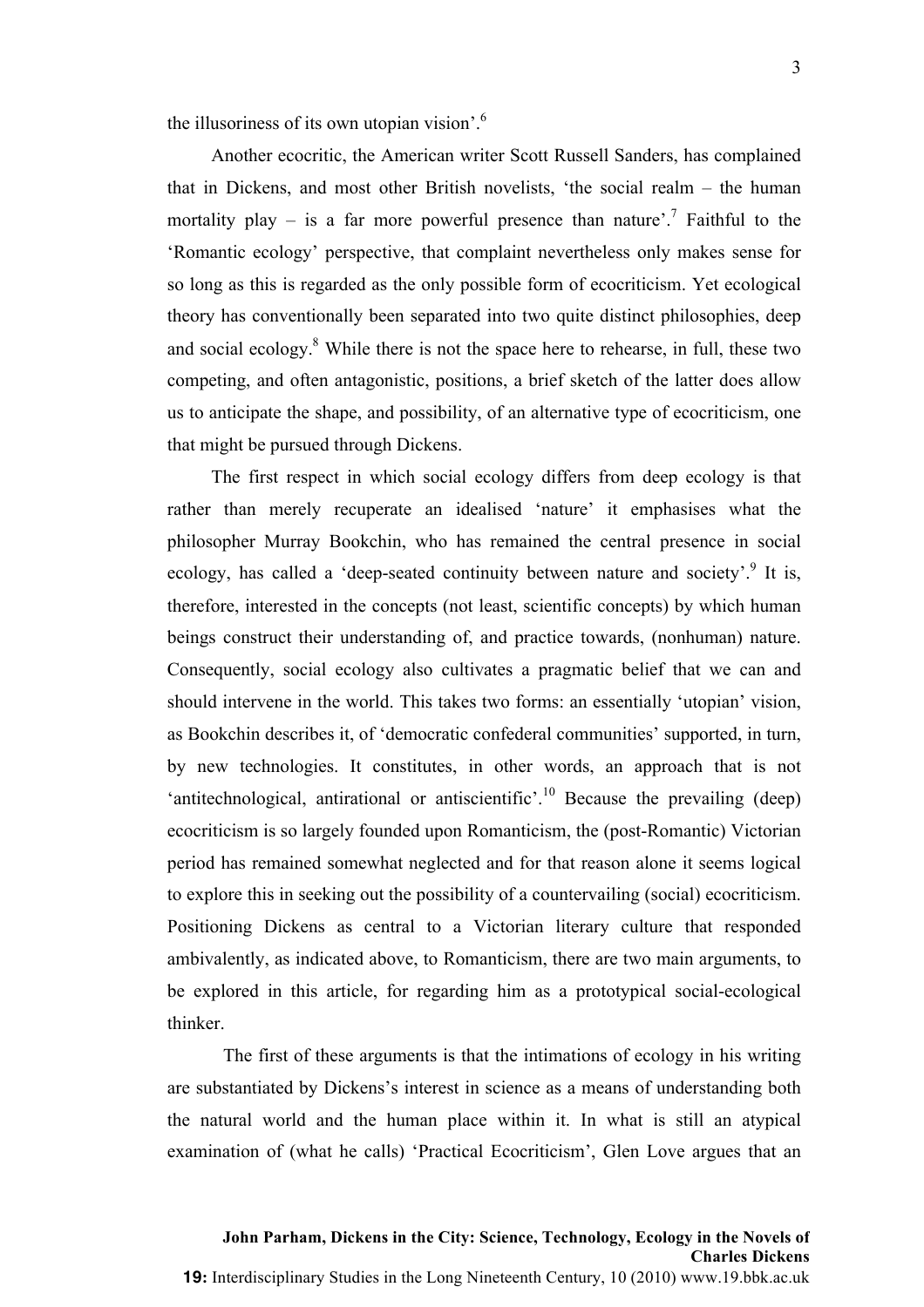the illusoriness of its own utopian vision'.[6]

Another ecocritic, the American writer Scott Russell Sanders, has complained that in Dickens, and most other British novelists, 'the social realm – the human mortality play – is a far more powerful presence than nature'.[7] Faithful to the 'Romantic ecology' perspective, that complaint nevertheless only makes sense for so long as this is regarded as the only possible form of ecocriticism. Yet ecological theory has conventionally been separated into two quite distinct philosophies, deep and social ecology.[8] While there is not the space here to rehearse, in full, these two competing, and often antagonistic, positions, a brief sketch of the latter does allow us to anticipate the shape, and possibility, of an alternative type of ecocriticism, one that might be pursued through Dickens.

The first respect in which social ecology differs from deep ecology is that rather than merely recuperate an idealised 'nature' it emphasises what the philosopher Murray Bookchin, who has remained the central presence in social ecology, has called a 'deep-seated continuity between nature and society'.[9] It is, therefore, interested in the concepts (not least, scientific concepts) by which human beings construct their understanding of, and practice towards, (nonhuman) nature. Consequently, social ecology also cultivates a pragmatic belief that we can and should intervene in the world. This takes two forms: an essentially 'utopian' vision, as Bookchin describes it, of 'democratic confederal communities' supported, in turn, by new technologies. It constitutes, in other words, an approach that is not 'antitechnological, antirational or antiscientific'.[10] Because the prevailing (deep) ecocriticism is so largely founded upon Romanticism, the (post-Romantic) Victorian period has remained somewhat neglected and for that reason alone it seems logical to explore this in seeking out the possibility of a countervailing (social) ecocriticism. Positioning Dickens as central to a Victorian literary culture that responded ambivalently, as indicated above, to Romanticism, there are two main arguments, to be explored in this article, for regarding him as a prototypical social-ecological thinker.

The first of these arguments is that the intimations of ecology in his writing are substantiated by Dickens's interest in science as a means of understanding both the natural world and the human place within it. In what is still an atypical examination of (what he calls) 'Practical Ecocriticism', Glen Love argues that an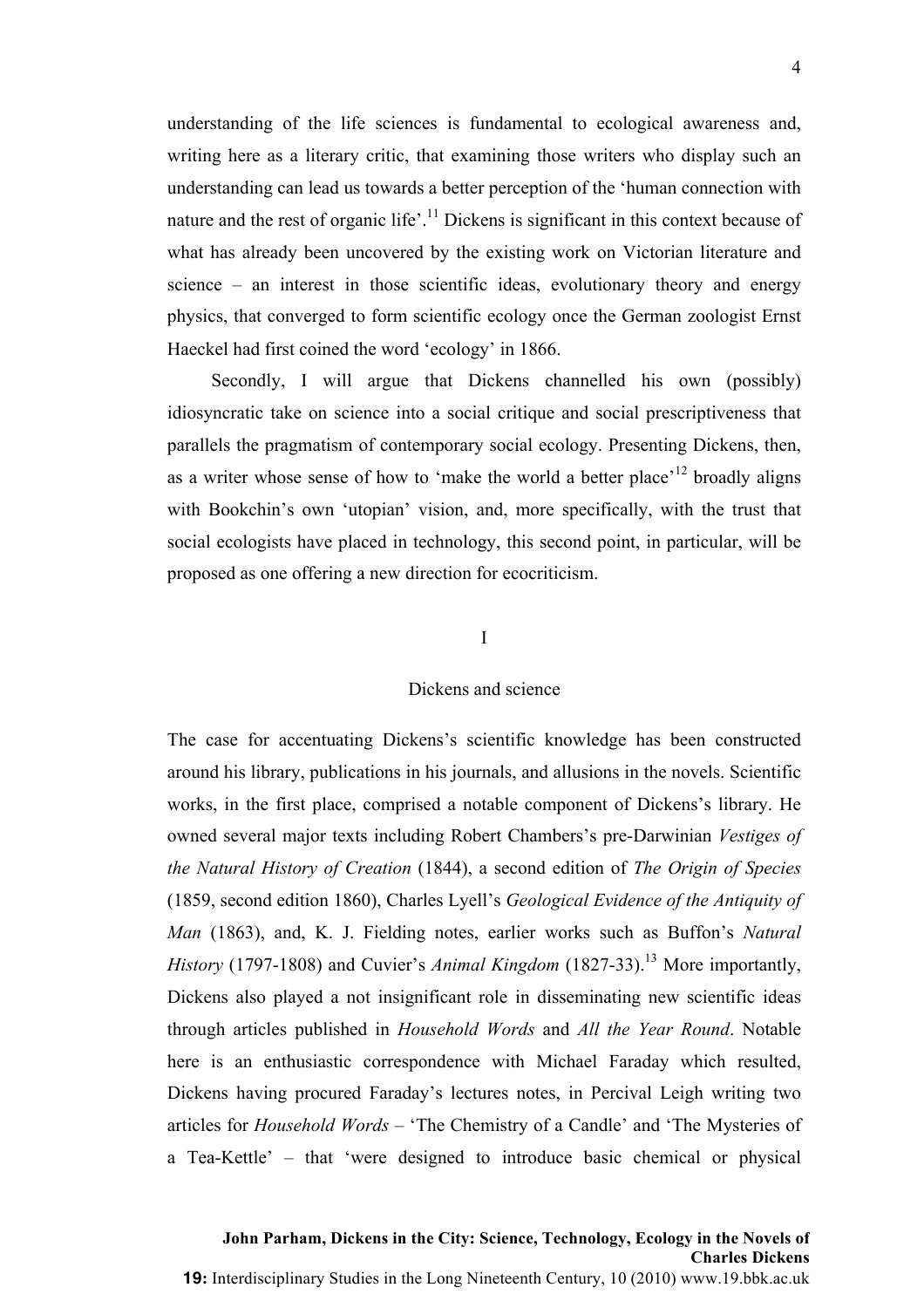understanding of the life sciences is fundamental to ecological awareness and, writing here as a literary critic, that examining those writers who display such an understanding can lead us towards a better perception of the 'human connection with nature and the rest of organic life'.[11] Dickens is significant in this context because of what has already been uncovered by the existing work on Victorian literature and science – an interest in those scientific ideas, evolutionary theory and energy physics, that converged to form scientific ecology once the German zoologist Ernst Haeckel had first coined the word 'ecology' in 1866.

Secondly, I will argue that Dickens channelled his own (possibly) idiosyncratic take on science into a social critique and social prescriptiveness that parallels the pragmatism of contemporary social ecology. Presenting Dickens, then, as a writer whose sense of how to 'make the world a better place'[12] broadly aligns with Bookchin's own 'utopian' vision, and, more specifically, with the trust that social ecologists have placed in technology, this second point, in particular, will be proposed as one offering a new direction for ecocriticism.

## I

## Dickens and science

The case for accentuating Dickens's scientific knowledge has been constructed around his library, publications in his journals, and allusions in the novels. Scientific works, in the first place, comprised a notable component of Dickens's library. He owned several major texts including Robert Chambers's pre-Darwinian *Vestiges of the Natural History of Creation* (1844), a second edition of *The Origin of Species* (1859, second edition 1860), Charles Lyell's *Geological Evidence of the Antiquity of Man* (1863), and, K. J. Fielding notes, earlier works such as Buffon's *Natural History* (1797-1808) and Cuvier's *Animal Kingdom* (1827-33).[13] More importantly, Dickens also played a not insignificant role in disseminating new scientific ideas through articles published in *Household Words* and *All the Year Round*. Notable here is an enthusiastic correspondence with Michael Faraday which resulted, Dickens having procured Faraday's lectures notes, in Percival Leigh writing two articles for *Household Words* – 'The Chemistry of a Candle' and 'The Mysteries of a Tea-Kettle' – that 'were designed to introduce basic chemical or physical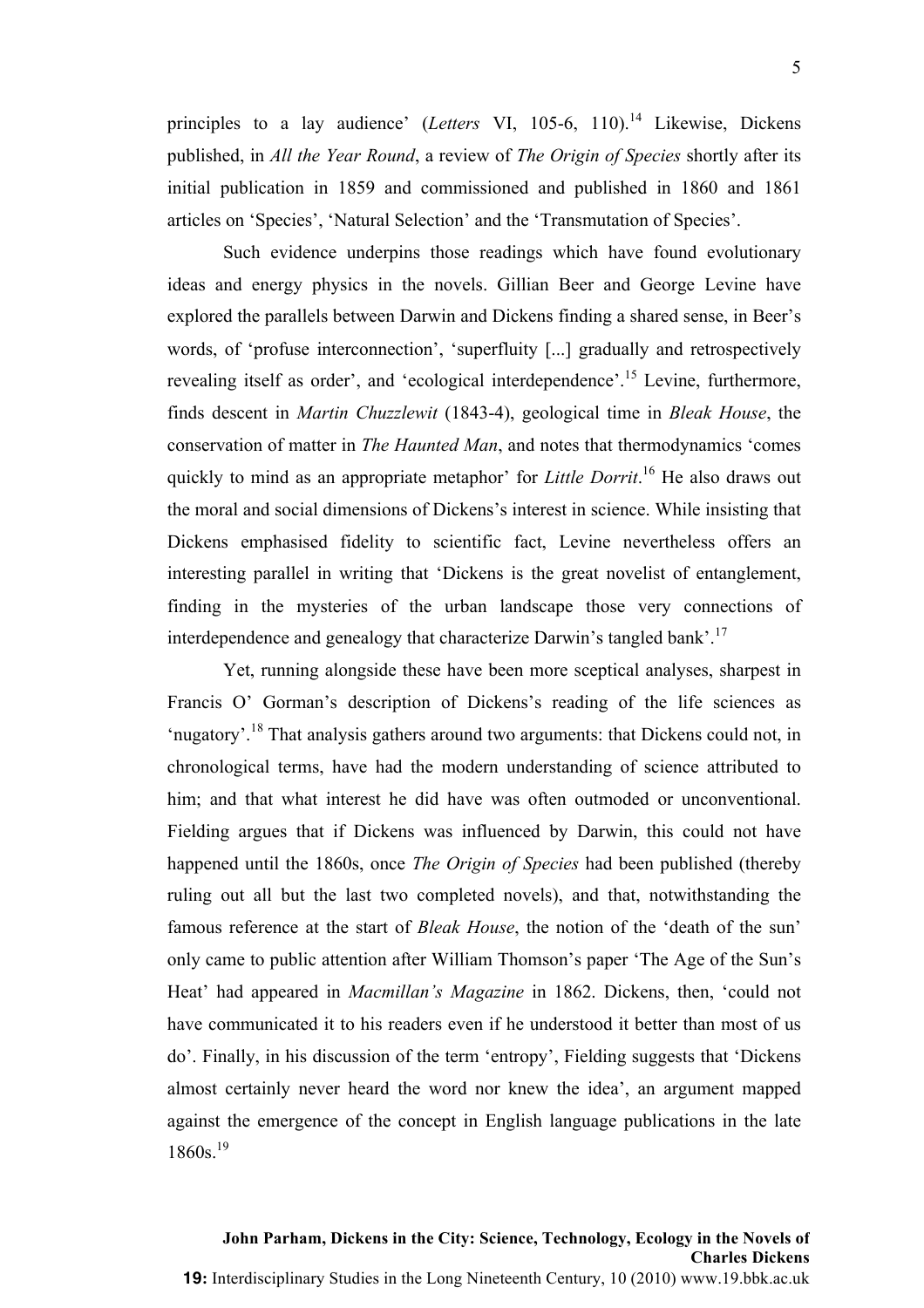principles to a lay audience' (*Letters* VI, 105-6, 110).[14] Likewise, Dickens published, in *All the Year Round*, a review of *The Origin of Species* shortly after its initial publication in 1859 and commissioned and published in 1860 and 1861 articles on 'Species', 'Natural Selection' and the 'Transmutation of Species'.

Such evidence underpins those readings which have found evolutionary ideas and energy physics in the novels. Gillian Beer and George Levine have explored the parallels between Darwin and Dickens finding a shared sense, in Beer's words, of 'profuse interconnection', 'superfluity [...] gradually and retrospectively revealing itself as order', and 'ecological interdependence'.[15] Levine, furthermore, finds descent in *Martin Chuzzlewit* (1843-4), geological time in *Bleak House*, the conservation of matter in *The Haunted Man*, and notes that thermodynamics 'comes quickly to mind as an appropriate metaphor' for *Little Dorrit*.[16] He also draws out the moral and social dimensions of Dickens's interest in science. While insisting that Dickens emphasised fidelity to scientific fact, Levine nevertheless offers an interesting parallel in writing that 'Dickens is the great novelist of entanglement, finding in the mysteries of the urban landscape those very connections of interdependence and genealogy that characterize Darwin's tangled bank'.[17]

Yet, running alongside these have been more sceptical analyses, sharpest in Francis O' Gorman's description of Dickens's reading of the life sciences as 'nugatory'.[18] That analysis gathers around two arguments: that Dickens could not, in chronological terms, have had the modern understanding of science attributed to him; and that what interest he did have was often outmoded or unconventional. Fielding argues that if Dickens was influenced by Darwin, this could not have happened until the 1860s, once *The Origin of Species* had been published (thereby ruling out all but the last two completed novels), and that, notwithstanding the famous reference at the start of *Bleak House*, the notion of the 'death of the sun' only came to public attention after William Thomson's paper 'The Age of the Sun's Heat' had appeared in *Macmillan's Magazine* in 1862. Dickens, then, 'could not have communicated it to his readers even if he understood it better than most of us do'. Finally, in his discussion of the term 'entropy', Fielding suggests that 'Dickens almost certainly never heard the word nor knew the idea', an argument mapped against the emergence of the concept in English language publications in the late 1860s.[19]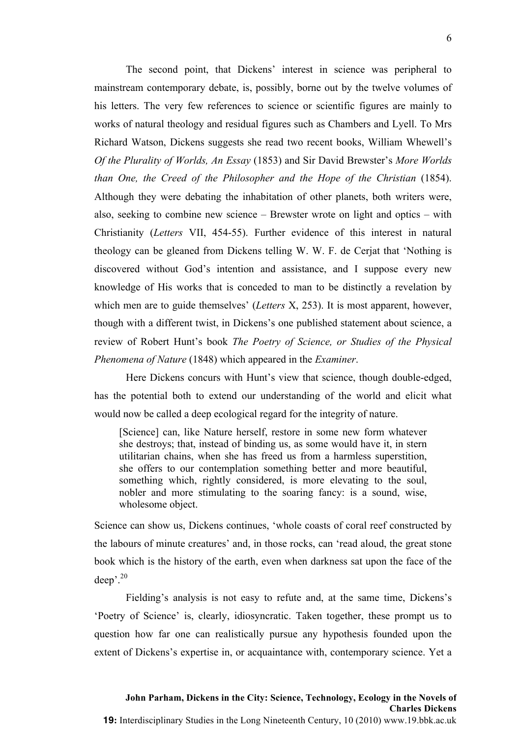The second point, that Dickens' interest in science was peripheral to mainstream contemporary debate, is, possibly, borne out by the twelve volumes of his letters. The very few references to science or scientific figures are mainly to works of natural theology and residual figures such as Chambers and Lyell. To Mrs Richard Watson, Dickens suggests she read two recent books, William Whewell's *Of the Plurality of Worlds, An Essay* (1853) and Sir David Brewster's *More Worlds than One, the Creed of the Philosopher and the Hope of the Christian* (1854). Although they were debating the inhabitation of other planets, both writers were, also, seeking to combine new science – Brewster wrote on light and optics – with Christianity (*Letters* VII, 454-55). Further evidence of this interest in natural theology can be gleaned from Dickens telling W. W. F. de Cerjat that 'Nothing is discovered without God's intention and assistance, and I suppose every new knowledge of His works that is conceded to man to be distinctly a revelation by which men are to guide themselves' (*Letters* X, 253). It is most apparent, however, though with a different twist, in Dickens's one published statement about science, a review of Robert Hunt's book *The Poetry of Science, or Studies of the Physical Phenomena of Nature* (1848) which appeared in the *Examiner*.

Here Dickens concurs with Hunt's view that science, though double-edged, has the potential both to extend our understanding of the world and elicit what would now be called a deep ecological regard for the integrity of nature.

> [Science] can, like Nature herself, restore in some new form whatever she destroys; that, instead of binding us, as some would have it, in stern utilitarian chains, when she has freed us from a harmless superstition, she offers to our contemplation something better and more beautiful, something which, rightly considered, is more elevating to the soul, nobler and more stimulating to the soaring fancy: is a sound, wise, wholesome object.

Science can show us, Dickens continues, 'whole coasts of coral reef constructed by the labours of minute creatures' and, in those rocks, can 'read aloud, the great stone book which is the history of the earth, even when darkness sat upon the face of the deep'.[20]

Fielding's analysis is not easy to refute and, at the same time, Dickens's 'Poetry of Science' is, clearly, idiosyncratic. Taken together, these prompt us to question how far one can realistically pursue any hypothesis founded upon the extent of Dickens's expertise in, or acquaintance with, contemporary science. Yet a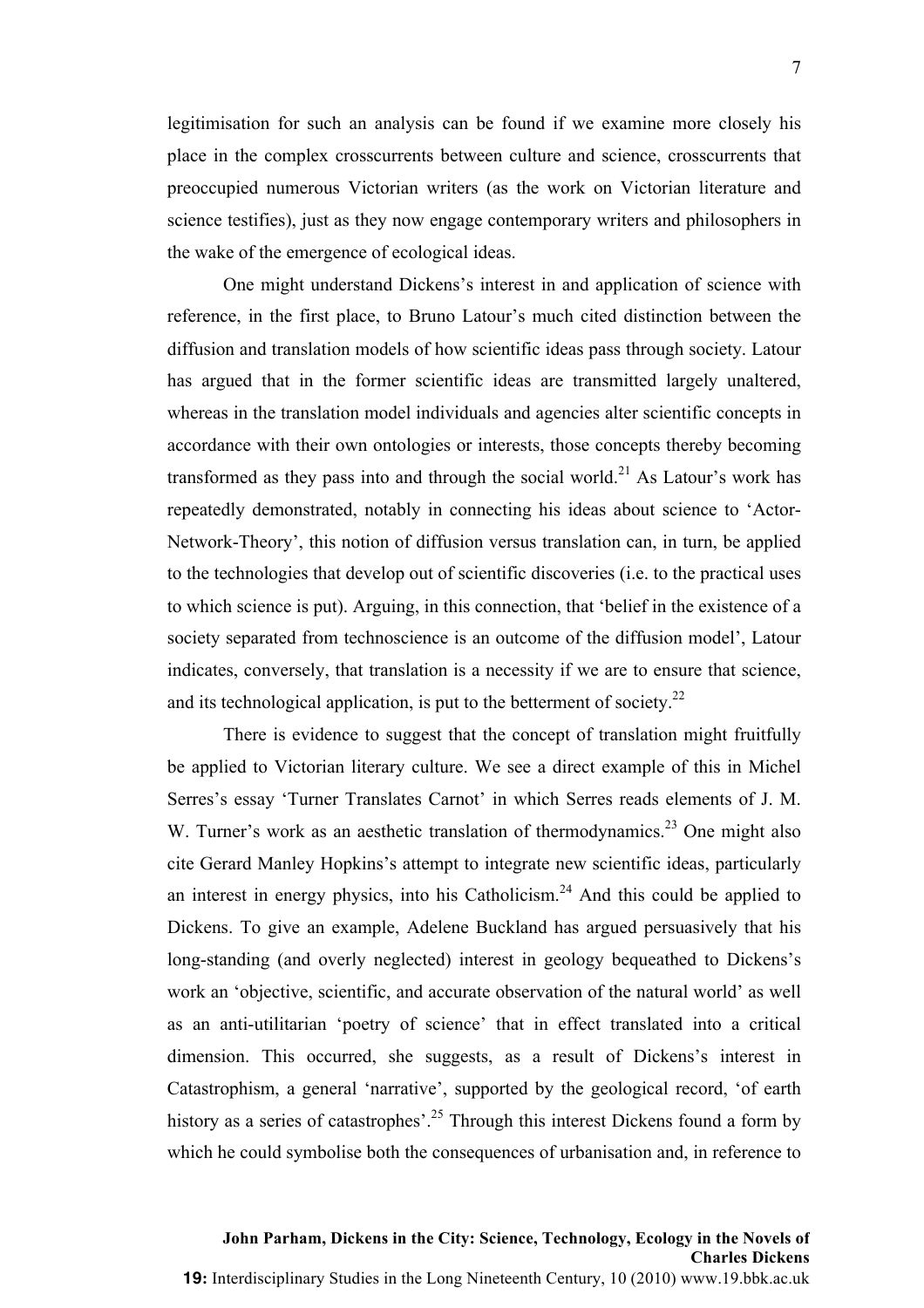legitimisation for such an analysis can be found if we examine more closely his place in the complex crosscurrents between culture and science, crosscurrents that preoccupied numerous Victorian writers (as the work on Victorian literature and science testifies), just as they now engage contemporary writers and philosophers in the wake of the emergence of ecological ideas.

One might understand Dickens's interest in and application of science with reference, in the first place, to Bruno Latour's much cited distinction between the diffusion and translation models of how scientific ideas pass through society. Latour has argued that in the former scientific ideas are transmitted largely unaltered, whereas in the translation model individuals and agencies alter scientific concepts in accordance with their own ontologies or interests, those concepts thereby becoming transformed as they pass into and through the social world.[21] As Latour's work has repeatedly demonstrated, notably in connecting his ideas about science to 'Actor-Network-Theory', this notion of diffusion versus translation can, in turn, be applied to the technologies that develop out of scientific discoveries (i.e. to the practical uses to which science is put). Arguing, in this connection, that 'belief in the existence of a society separated from technoscience is an outcome of the diffusion model', Latour indicates, conversely, that translation is a necessity if we are to ensure that science, and its technological application, is put to the betterment of society.[22]

There is evidence to suggest that the concept of translation might fruitfully be applied to Victorian literary culture. We see a direct example of this in Michel Serres's essay 'Turner Translates Carnot' in which Serres reads elements of J. M. W. Turner's work as an aesthetic translation of thermodynamics.[23] One might also cite Gerard Manley Hopkins's attempt to integrate new scientific ideas, particularly an interest in energy physics, into his Catholicism.[24] And this could be applied to Dickens. To give an example, Adelene Buckland has argued persuasively that his long-standing (and overly neglected) interest in geology bequeathed to Dickens's work an 'objective, scientific, and accurate observation of the natural world' as well as an anti-utilitarian 'poetry of science' that in effect translated into a critical dimension. This occurred, she suggests, as a result of Dickens's interest in Catastrophism, a general 'narrative', supported by the geological record, 'of earth history as a series of catastrophes'.[25] Through this interest Dickens found a form by which he could symbolise both the consequences of urbanisation and, in reference to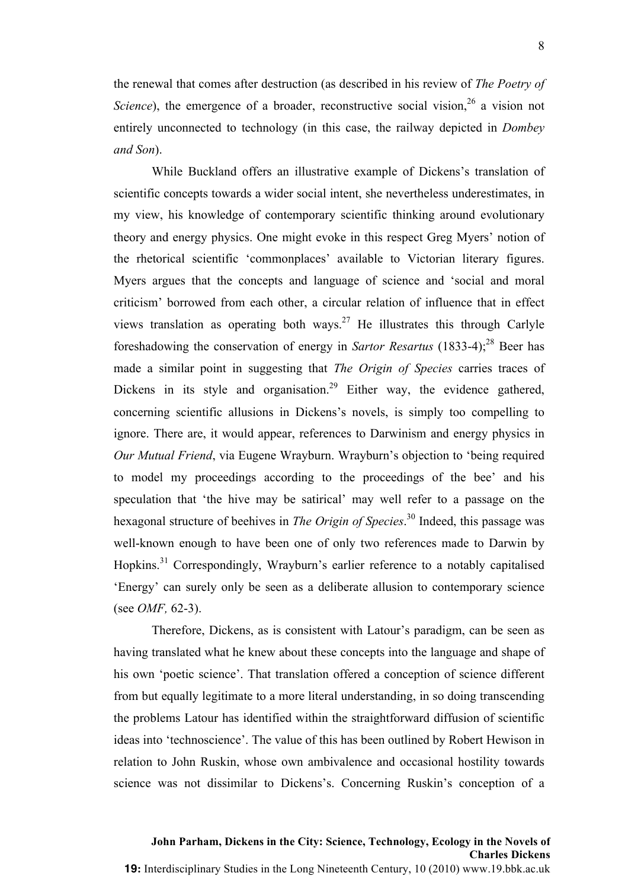the renewal that comes after destruction (as described in his review of *The Poetry of Science*), the emergence of a broader, reconstructive social vision,[26] a vision not entirely unconnected to technology (in this case, the railway depicted in *Dombey and Son*).

While Buckland offers an illustrative example of Dickens's translation of scientific concepts towards a wider social intent, she nevertheless underestimates, in my view, his knowledge of contemporary scientific thinking around evolutionary theory and energy physics. One might evoke in this respect Greg Myers' notion of the rhetorical scientific 'commonplaces' available to Victorian literary figures. Myers argues that the concepts and language of science and 'social and moral criticism' borrowed from each other, a circular relation of influence that in effect views translation as operating both ways.[27] He illustrates this through Carlyle foreshadowing the conservation of energy in *Sartor Resartus* (1833-4);[28] Beer has made a similar point in suggesting that *The Origin of Species* carries traces of Dickens in its style and organisation.[29] Either way, the evidence gathered, concerning scientific allusions in Dickens's novels, is simply too compelling to ignore. There are, it would appear, references to Darwinism and energy physics in *Our Mutual Friend*, via Eugene Wrayburn. Wrayburn's objection to 'being required to model my proceedings according to the proceedings of the bee' and his speculation that 'the hive may be satirical' may well refer to a passage on the hexagonal structure of beehives in *The Origin of Species*.[30] Indeed, this passage was well-known enough to have been one of only two references made to Darwin by Hopkins.[31] Correspondingly, Wrayburn's earlier reference to a notably capitalised 'Energy' can surely only be seen as a deliberate allusion to contemporary science (see *OMF,* 62-3).

Therefore, Dickens, as is consistent with Latour's paradigm, can be seen as having translated what he knew about these concepts into the language and shape of his own 'poetic science'. That translation offered a conception of science different from but equally legitimate to a more literal understanding, in so doing transcending the problems Latour has identified within the straightforward diffusion of scientific ideas into 'technoscience'. The value of this has been outlined by Robert Hewison in relation to John Ruskin, whose own ambivalence and occasional hostility towards science was not dissimilar to Dickens's. Concerning Ruskin's conception of a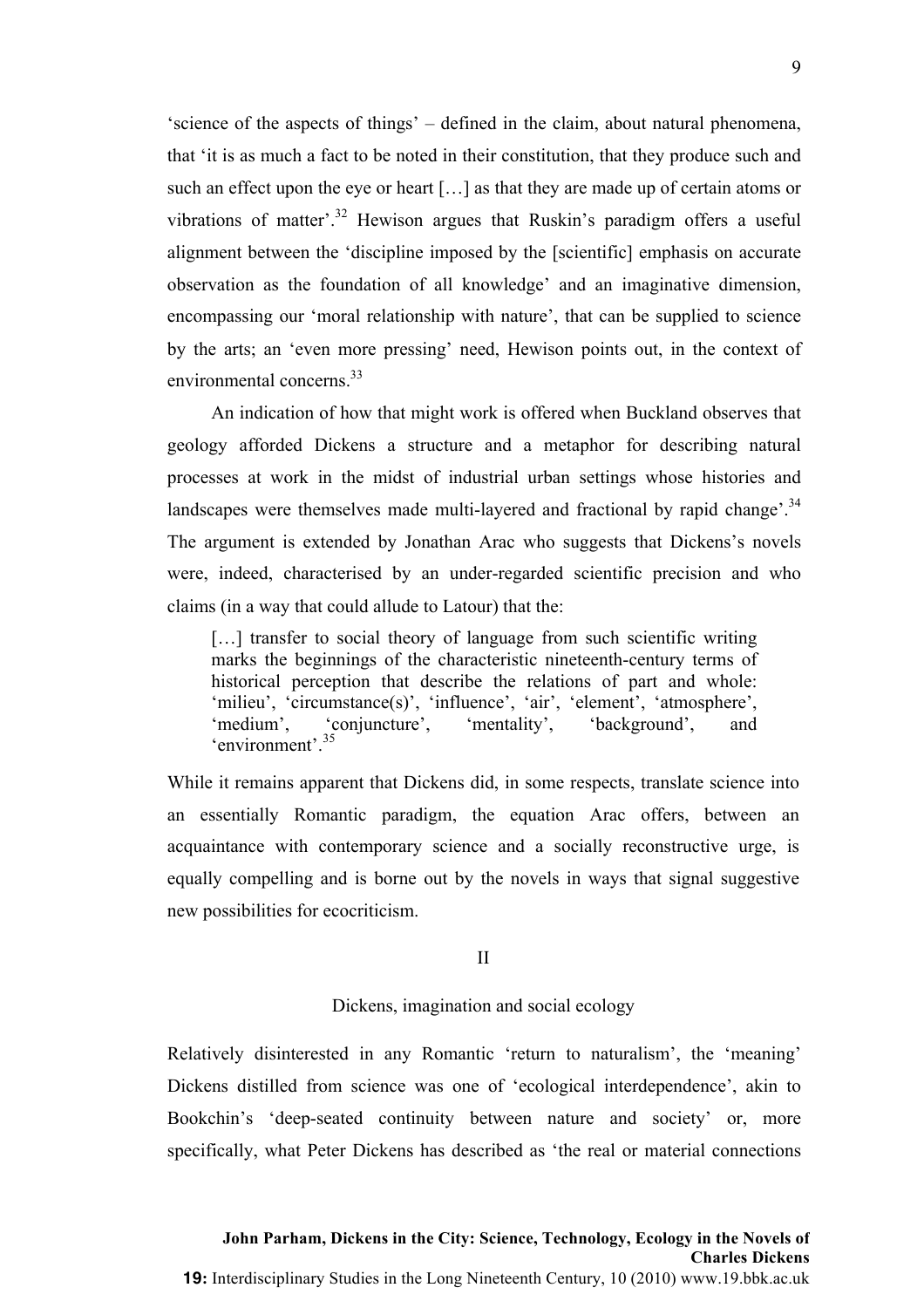'science of the aspects of things' – defined in the claim, about natural phenomena, that 'it is as much a fact to be noted in their constitution, that they produce such and such an effect upon the eye or heart […] as that they are made up of certain atoms or vibrations of matter'.[32] Hewison argues that Ruskin's paradigm offers a useful alignment between the 'discipline imposed by the [scientific] emphasis on accurate observation as the foundation of all knowledge' and an imaginative dimension, encompassing our 'moral relationship with nature', that can be supplied to science by the arts; an 'even more pressing' need, Hewison points out, in the context of environmental concerns.[33]

An indication of how that might work is offered when Buckland observes that geology afforded Dickens a structure and a metaphor for describing natural processes at work in the midst of industrial urban settings whose histories and landscapes were themselves made multi-layered and fractional by rapid change'.[34] The argument is extended by Jonathan Arac who suggests that Dickens's novels were, indeed, characterised by an under-regarded scientific precision and who claims (in a way that could allude to Latour) that the:

> […] transfer to social theory of language from such scientific writing marks the beginnings of the characteristic nineteenth-century terms of historical perception that describe the relations of part and whole: 'milieu', 'circumstance(s)', 'influence', 'air', 'element', 'atmosphere', 'medium', 'conjuncture', 'mentality', 'background', and 'environment'.[35]

While it remains apparent that Dickens did, in some respects, translate science into an essentially Romantic paradigm, the equation Arac offers, between an acquaintance with contemporary science and a socially reconstructive urge, is equally compelling and is borne out by the novels in ways that signal suggestive new possibilities for ecocriticism.

## II

### Dickens, imagination and social ecology

Relatively disinterested in any Romantic 'return to naturalism', the 'meaning' Dickens distilled from science was one of 'ecological interdependence', akin to Bookchin's 'deep-seated continuity between nature and society' or, more specifically, what Peter Dickens has described as 'the real or material connections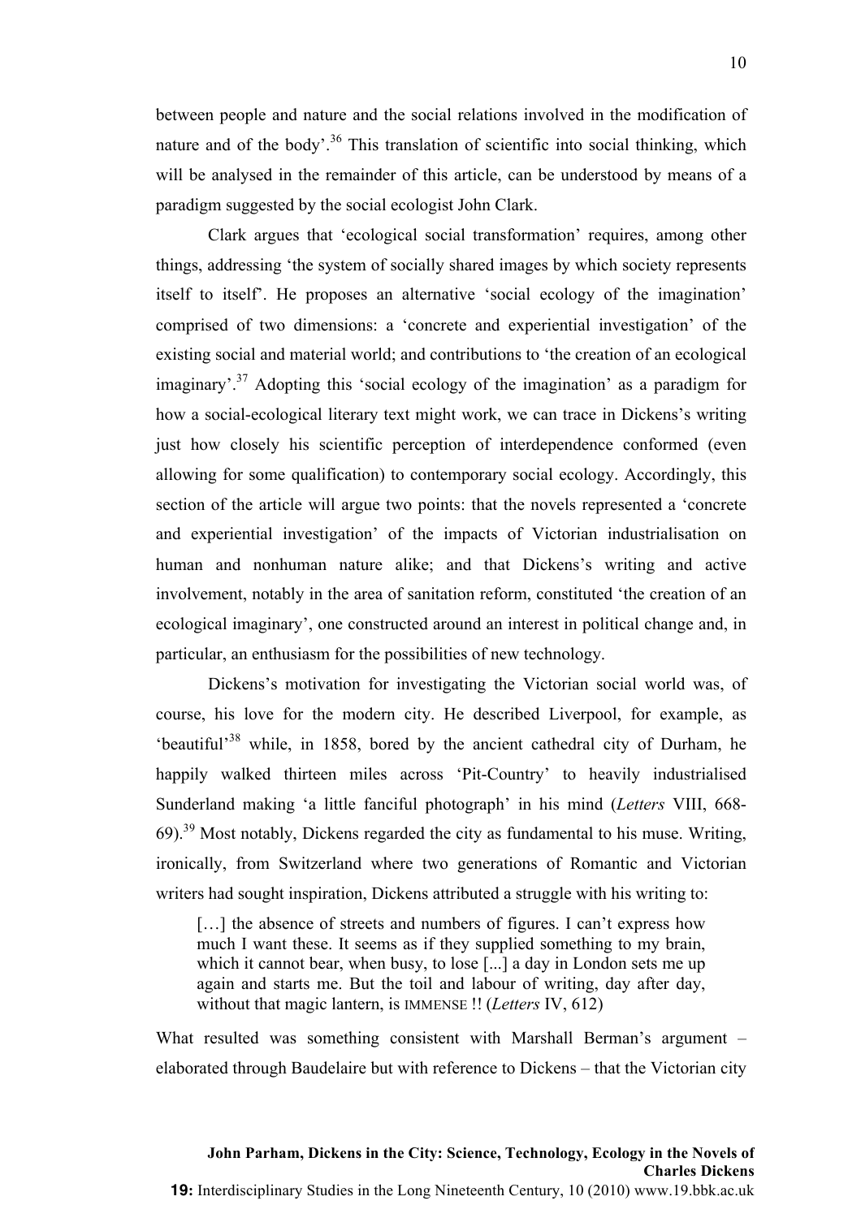between people and nature and the social relations involved in the modification of nature and of the body'.[36] This translation of scientific into social thinking, which will be analysed in the remainder of this article, can be understood by means of a paradigm suggested by the social ecologist John Clark.

Clark argues that 'ecological social transformation' requires, among other things, addressing 'the system of socially shared images by which society represents itself to itself'. He proposes an alternative 'social ecology of the imagination' comprised of two dimensions: a 'concrete and experiential investigation' of the existing social and material world; and contributions to 'the creation of an ecological imaginary'.[37] Adopting this 'social ecology of the imagination' as a paradigm for how a social-ecological literary text might work, we can trace in Dickens's writing just how closely his scientific perception of interdependence conformed (even allowing for some qualification) to contemporary social ecology. Accordingly, this section of the article will argue two points: that the novels represented a 'concrete and experiential investigation' of the impacts of Victorian industrialisation on human and nonhuman nature alike; and that Dickens's writing and active involvement, notably in the area of sanitation reform, constituted 'the creation of an ecological imaginary', one constructed around an interest in political change and, in particular, an enthusiasm for the possibilities of new technology.

Dickens's motivation for investigating the Victorian social world was, of course, his love for the modern city. He described Liverpool, for example, as 'beautiful'[38] while, in 1858, bored by the ancient cathedral city of Durham, he happily walked thirteen miles across 'Pit-Country' to heavily industrialised Sunderland making 'a little fanciful photograph' in his mind (*Letters* VIII, 668-69).[39] Most notably, Dickens regarded the city as fundamental to his muse. Writing, ironically, from Switzerland where two generations of Romantic and Victorian writers had sought inspiration, Dickens attributed a struggle with his writing to:

> […] the absence of streets and numbers of figures. I can't express how much I want these. It seems as if they supplied something to my brain, which it cannot bear, when busy, to lose [...] a day in London sets me up again and starts me. But the toil and labour of writing, day after day, without that magic lantern, is IMMENSE !! (*Letters* IV, 612)

What resulted was something consistent with Marshall Berman's argument – elaborated through Baudelaire but with reference to Dickens – that the Victorian city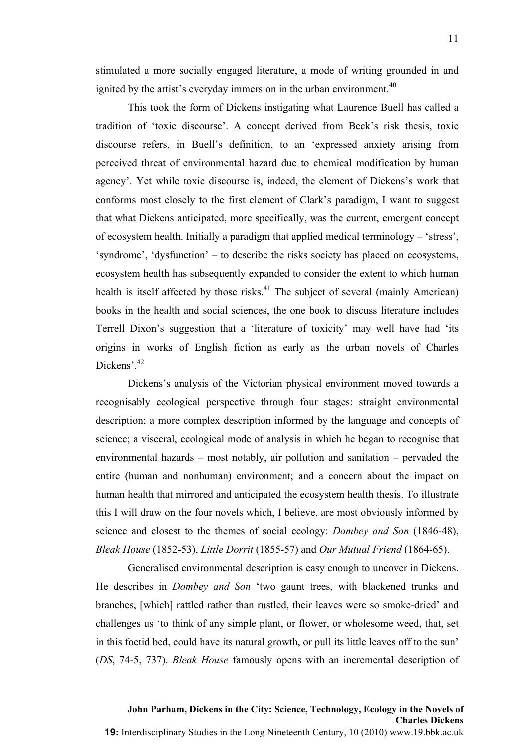stimulated a more socially engaged literature, a mode of writing grounded in and ignited by the artist's everyday immersion in the urban environment.[40]

This took the form of Dickens instigating what Laurence Buell has called a tradition of 'toxic discourse'. A concept derived from Beck's risk thesis, toxic discourse refers, in Buell's definition, to an 'expressed anxiety arising from perceived threat of environmental hazard due to chemical modification by human agency'. Yet while toxic discourse is, indeed, the element of Dickens's work that conforms most closely to the first element of Clark's paradigm, I want to suggest that what Dickens anticipated, more specifically, was the current, emergent concept of ecosystem health. Initially a paradigm that applied medical terminology – 'stress', 'syndrome', 'dysfunction' – to describe the risks society has placed on ecosystems, ecosystem health has subsequently expanded to consider the extent to which human health is itself affected by those risks.[41] The subject of several (mainly American) books in the health and social sciences, the one book to discuss literature includes Terrell Dixon's suggestion that a 'literature of toxicity' may well have had 'its origins in works of English fiction as early as the urban novels of Charles Dickens'.[42]

Dickens's analysis of the Victorian physical environment moved towards a recognisably ecological perspective through four stages: straight environmental description; a more complex description informed by the language and concepts of science; a visceral, ecological mode of analysis in which he began to recognise that environmental hazards – most notably, air pollution and sanitation – pervaded the entire (human and nonhuman) environment; and a concern about the impact on human health that mirrored and anticipated the ecosystem health thesis. To illustrate this I will draw on the four novels which, I believe, are most obviously informed by science and closest to the themes of social ecology: *Dombey and Son* (1846-48), *Bleak House* (1852-53), *Little Dorrit* (1855-57) and *Our Mutual Friend* (1864-65).

Generalised environmental description is easy enough to uncover in Dickens. He describes in *Dombey and Son* 'two gaunt trees, with blackened trunks and branches, [which] rattled rather than rustled, their leaves were so smoke-dried' and challenges us 'to think of any simple plant, or flower, or wholesome weed, that, set in this foetid bed, could have its natural growth, or pull its little leaves off to the sun' (*DS*, 74-5, 737). *Bleak House* famously opens with an incremental description of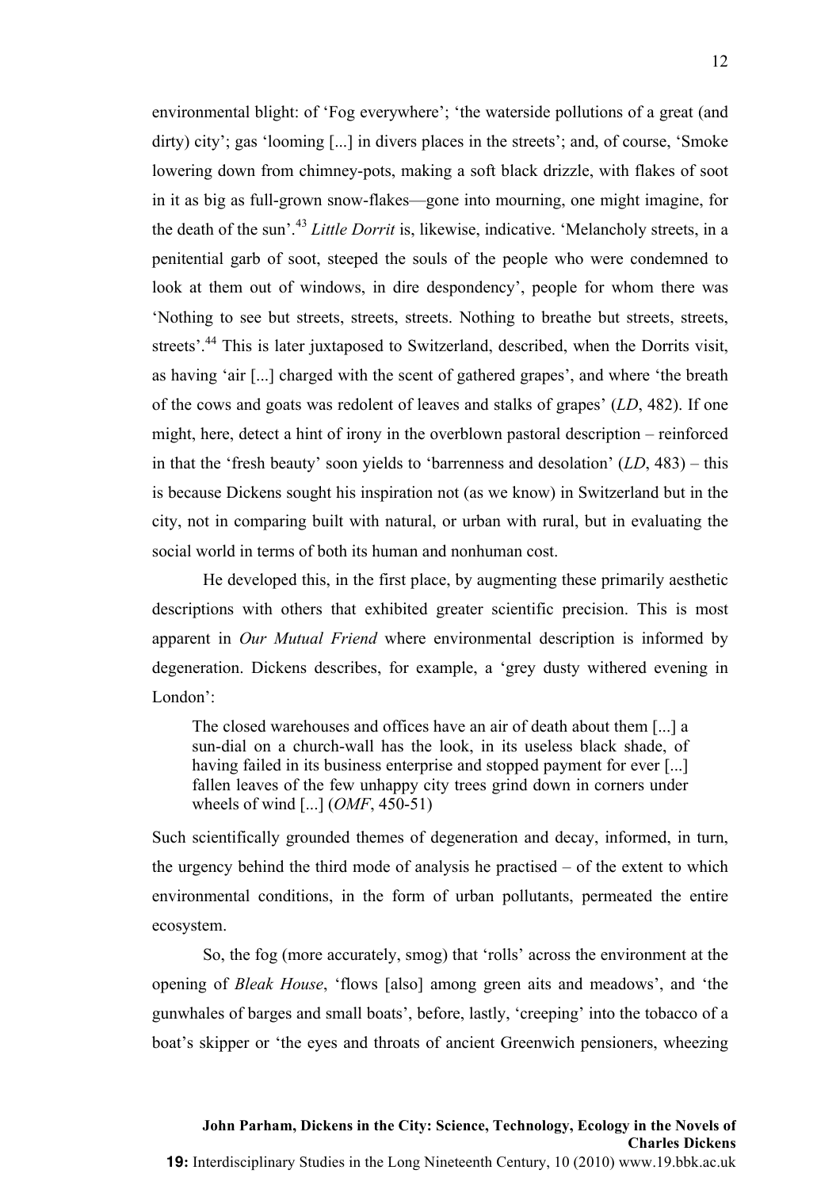environmental blight: of 'Fog everywhere'; 'the waterside pollutions of a great (and dirty) city'; gas 'looming [...] in divers places in the streets'; and, of course, 'Smoke lowering down from chimney-pots, making a soft black drizzle, with flakes of soot in it as big as full-grown snow-flakes—gone into mourning, one might imagine, for the death of the sun'.[43] *Little Dorrit* is, likewise, indicative. 'Melancholy streets, in a penitential garb of soot, steeped the souls of the people who were condemned to look at them out of windows, in dire despondency', people for whom there was 'Nothing to see but streets, streets, streets. Nothing to breathe but streets, streets, streets'.[44] This is later juxtaposed to Switzerland, described, when the Dorrits visit, as having 'air [...] charged with the scent of gathered grapes', and where 'the breath of the cows and goats was redolent of leaves and stalks of grapes' (*LD*, 482). If one might, here, detect a hint of irony in the overblown pastoral description – reinforced in that the 'fresh beauty' soon yields to 'barrenness and desolation' (*LD*, 483) – this is because Dickens sought his inspiration not (as we know) in Switzerland but in the city, not in comparing built with natural, or urban with rural, but in evaluating the social world in terms of both its human and nonhuman cost.

He developed this, in the first place, by augmenting these primarily aesthetic descriptions with others that exhibited greater scientific precision. This is most apparent in *Our Mutual Friend* where environmental description is informed by degeneration. Dickens describes, for example, a 'grey dusty withered evening in London':

> The closed warehouses and offices have an air of death about them [...] a sun-dial on a church-wall has the look, in its useless black shade, of having failed in its business enterprise and stopped payment for ever [...] fallen leaves of the few unhappy city trees grind down in corners under wheels of wind [...] (*OMF*, 450-51)

Such scientifically grounded themes of degeneration and decay, informed, in turn, the urgency behind the third mode of analysis he practised – of the extent to which environmental conditions, in the form of urban pollutants, permeated the entire ecosystem.

So, the fog (more accurately, smog) that 'rolls' across the environment at the opening of *Bleak House*, 'flows [also] among green aits and meadows', and 'the gunwhales of barges and small boats', before, lastly, 'creeping' into the tobacco of a boat's skipper or 'the eyes and throats of ancient Greenwich pensioners, wheezing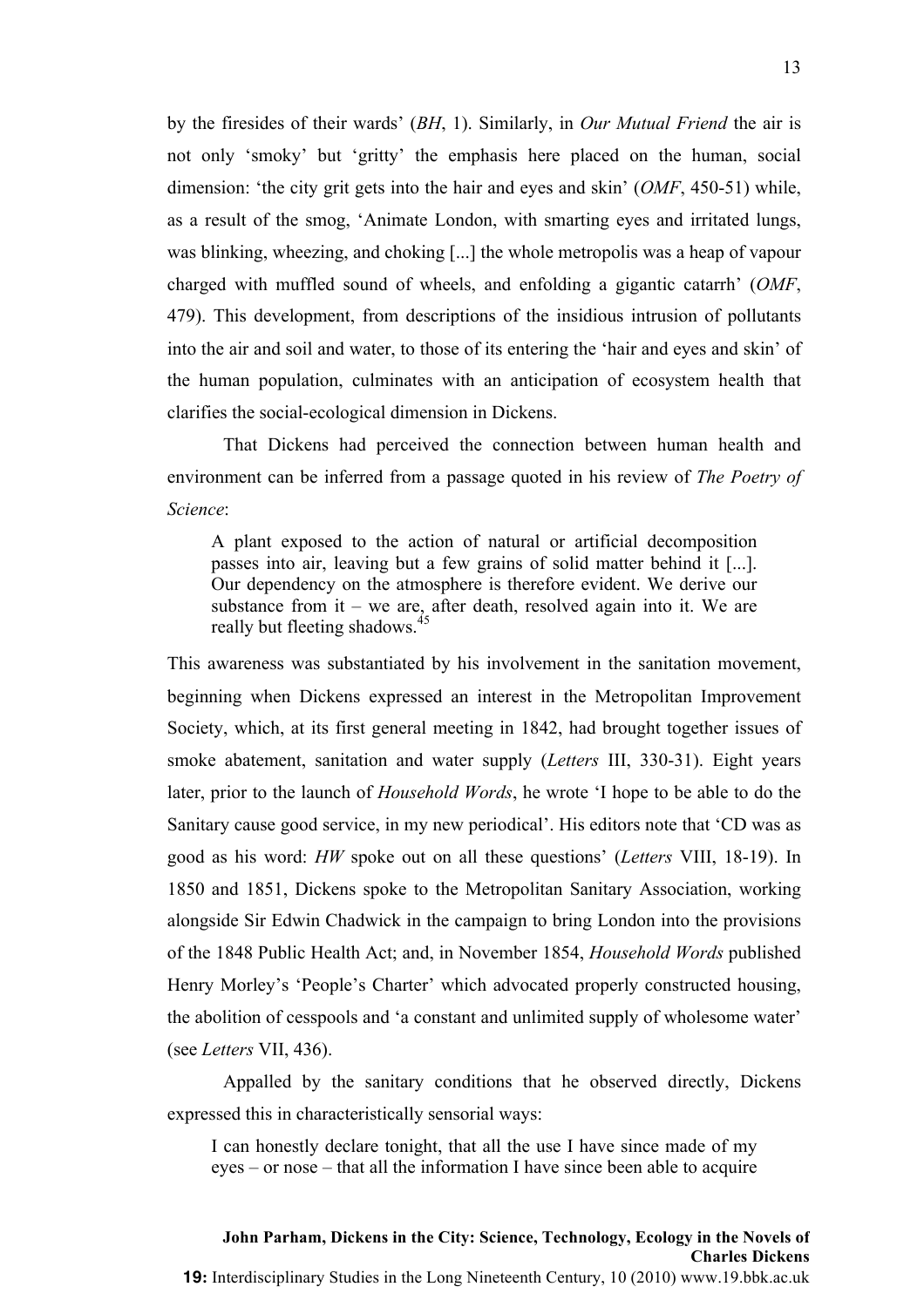by the firesides of their wards' (*BH*, 1). Similarly, in *Our Mutual Friend* the air is not only 'smoky' but 'gritty' the emphasis here placed on the human, social dimension: 'the city grit gets into the hair and eyes and skin' (*OMF*, 450-51) while, as a result of the smog, 'Animate London, with smarting eyes and irritated lungs, was blinking, wheezing, and choking [...] the whole metropolis was a heap of vapour charged with muffled sound of wheels, and enfolding a gigantic catarrh' (*OMF*, 479). This development, from descriptions of the insidious intrusion of pollutants into the air and soil and water, to those of its entering the 'hair and eyes and skin' of the human population, culminates with an anticipation of ecosystem health that clarifies the social-ecological dimension in Dickens.

That Dickens had perceived the connection between human health and environment can be inferred from a passage quoted in his review of *The Poetry of Science*:

> A plant exposed to the action of natural or artificial decomposition passes into air, leaving but a few grains of solid matter behind it [...]. Our dependency on the atmosphere is therefore evident. We derive our substance from it – we are, after death, resolved again into it. We are really but fleeting shadows.[45]

This awareness was substantiated by his involvement in the sanitation movement, beginning when Dickens expressed an interest in the Metropolitan Improvement Society, which, at its first general meeting in 1842, had brought together issues of smoke abatement, sanitation and water supply (*Letters* III, 330-31). Eight years later, prior to the launch of *Household Words*, he wrote 'I hope to be able to do the Sanitary cause good service, in my new periodical'. His editors note that 'CD was as good as his word: *HW* spoke out on all these questions' (*Letters* VIII, 18-19). In 1850 and 1851, Dickens spoke to the Metropolitan Sanitary Association, working alongside Sir Edwin Chadwick in the campaign to bring London into the provisions of the 1848 Public Health Act; and, in November 1854, *Household Words* published Henry Morley's 'People's Charter' which advocated properly constructed housing, the abolition of cesspools and 'a constant and unlimited supply of wholesome water' (see *Letters* VII, 436).

Appalled by the sanitary conditions that he observed directly, Dickens expressed this in characteristically sensorial ways:

> I can honestly declare tonight, that all the use I have since made of my eyes – or nose – that all the information I have since been able to acquire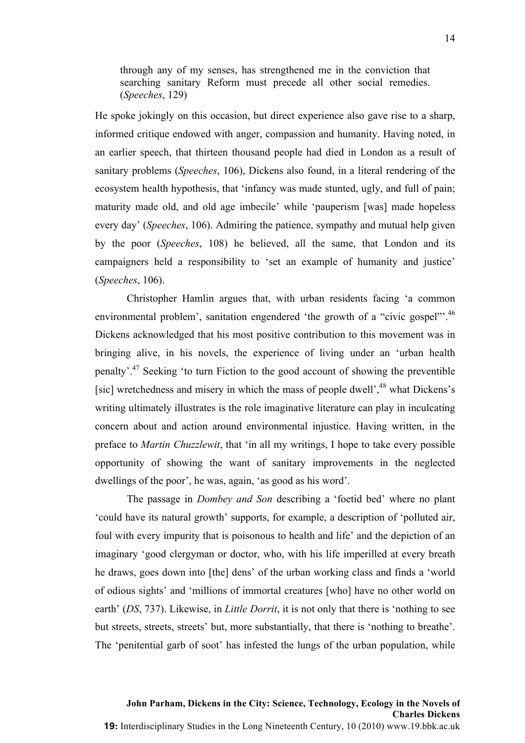> through any of my senses, has strengthened me in the conviction that searching sanitary Reform must precede all other social remedies. (*Speeches*, 129)

He spoke jokingly on this occasion, but direct experience also gave rise to a sharp, informed critique endowed with anger, compassion and humanity. Having noted, in an earlier speech, that thirteen thousand people had died in London as a result of sanitary problems (*Speeches*, 106), Dickens also found, in a literal rendering of the ecosystem health hypothesis, that 'infancy was made stunted, ugly, and full of pain; maturity made old, and old age imbecile' while 'pauperism [was] made hopeless every day' (*Speeches*, 106). Admiring the patience, sympathy and mutual help given by the poor (*Speeches*, 108) he believed, all the same, that London and its campaigners held a responsibility to 'set an example of humanity and justice' (*Speeches*, 106).

Christopher Hamlin argues that, with urban residents facing 'a common environmental problem', sanitation engendered 'the growth of a "civic gospel"'.[46] Dickens acknowledged that his most positive contribution to this movement was in bringing alive, in his novels, the experience of living under an 'urban health penalty'.[47] Seeking 'to turn Fiction to the good account of showing the preventible [sic] wretchedness and misery in which the mass of people dwell',[48] what Dickens's writing ultimately illustrates is the role imaginative literature can play in inculcating concern about and action around environmental injustice. Having written, in the preface to *Martin Chuzzlewit*, that 'in all my writings, I hope to take every possible opportunity of showing the want of sanitary improvements in the neglected dwellings of the poor', he was, again, 'as good as his word'.

The passage in *Dombey and Son* describing a 'foetid bed' where no plant 'could have its natural growth' supports, for example, a description of 'polluted air, foul with every impurity that is poisonous to health and life' and the depiction of an imaginary 'good clergyman or doctor, who, with his life imperilled at every breath he draws, goes down into [the] dens' of the urban working class and finds a 'world of odious sights' and 'millions of immortal creatures [who] have no other world on earth' (*DS*, 737). Likewise, in *Little Dorrit*, it is not only that there is 'nothing to see but streets, streets, streets' but, more substantially, that there is 'nothing to breathe'. The 'penitential garb of soot' has infested the lungs of the urban population, while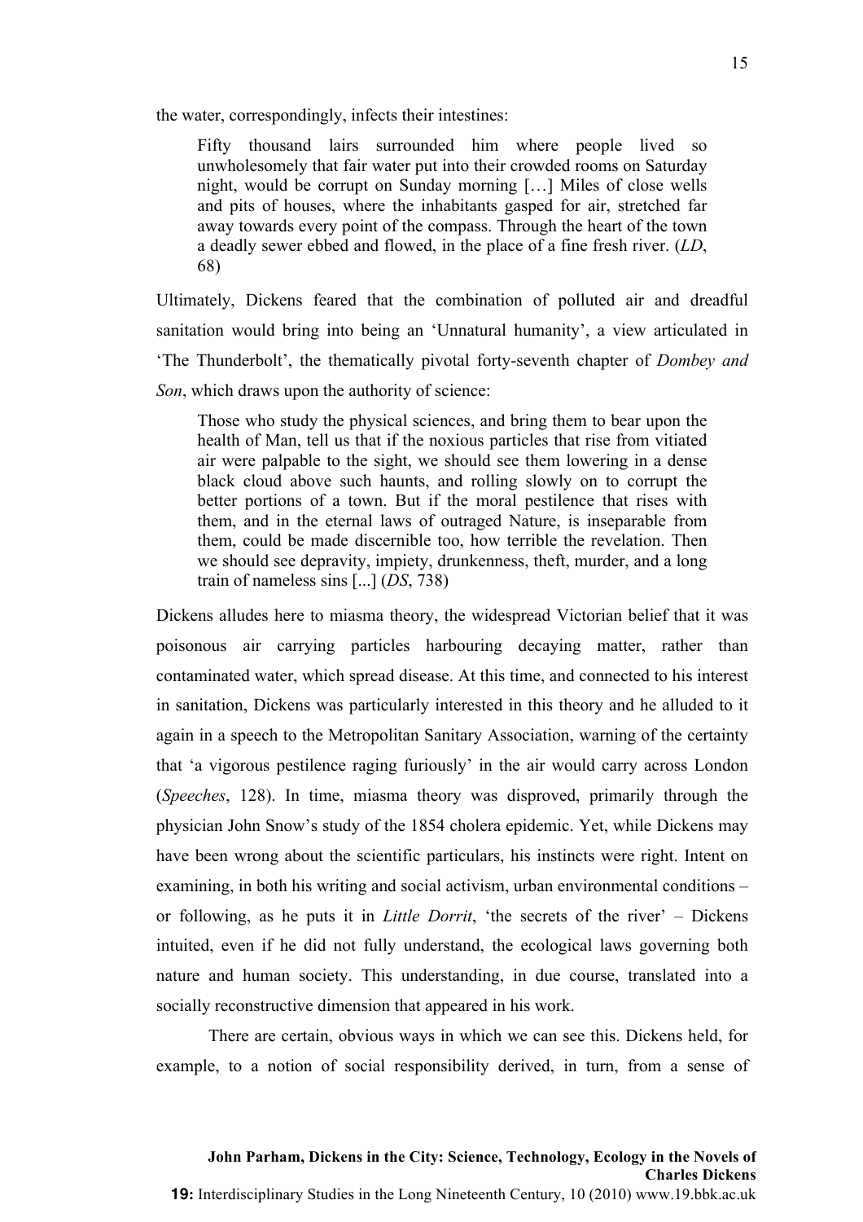the water, correspondingly, infects their intestines:

> Fifty thousand lairs surrounded him where people lived so unwholesomely that fair water put into their crowded rooms on Saturday night, would be corrupt on Sunday morning […] Miles of close wells and pits of houses, where the inhabitants gasped for air, stretched far away towards every point of the compass. Through the heart of the town a deadly sewer ebbed and flowed, in the place of a fine fresh river. (*LD*, 68)

Ultimately, Dickens feared that the combination of polluted air and dreadful sanitation would bring into being an 'Unnatural humanity', a view articulated in 'The Thunderbolt', the thematically pivotal forty-seventh chapter of *Dombey and Son*, which draws upon the authority of science:

> Those who study the physical sciences, and bring them to bear upon the health of Man, tell us that if the noxious particles that rise from vitiated air were palpable to the sight, we should see them lowering in a dense black cloud above such haunts, and rolling slowly on to corrupt the better portions of a town. But if the moral pestilence that rises with them, and in the eternal laws of outraged Nature, is inseparable from them, could be made discernible too, how terrible the revelation. Then we should see depravity, impiety, drunkenness, theft, murder, and a long train of nameless sins [...] (*DS*, 738)

Dickens alludes here to miasma theory, the widespread Victorian belief that it was poisonous air carrying particles harbouring decaying matter, rather than contaminated water, which spread disease. At this time, and connected to his interest in sanitation, Dickens was particularly interested in this theory and he alluded to it again in a speech to the Metropolitan Sanitary Association, warning of the certainty that 'a vigorous pestilence raging furiously' in the air would carry across London (*Speeches*, 128). In time, miasma theory was disproved, primarily through the physician John Snow's study of the 1854 cholera epidemic. Yet, while Dickens may have been wrong about the scientific particulars, his instincts were right. Intent on examining, in both his writing and social activism, urban environmental conditions – or following, as he puts it in *Little Dorrit*, 'the secrets of the river' – Dickens intuited, even if he did not fully understand, the ecological laws governing both nature and human society. This understanding, in due course, translated into a socially reconstructive dimension that appeared in his work.

There are certain, obvious ways in which we can see this. Dickens held, for example, to a notion of social responsibility derived, in turn, from a sense of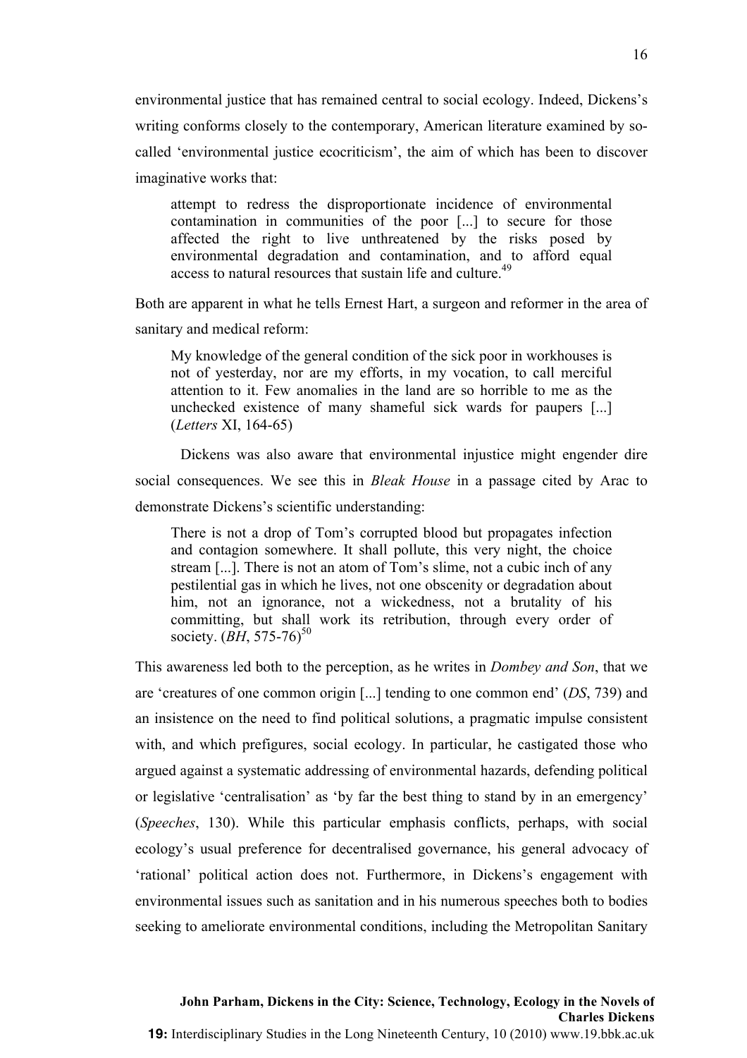environmental justice that has remained central to social ecology. Indeed, Dickens's writing conforms closely to the contemporary, American literature examined by so-called 'environmental justice ecocriticism', the aim of which has been to discover imaginative works that:

> attempt to redress the disproportionate incidence of environmental contamination in communities of the poor [...] to secure for those affected the right to live unthreatened by the risks posed by environmental degradation and contamination, and to afford equal access to natural resources that sustain life and culture.[49]

Both are apparent in what he tells Ernest Hart, a surgeon and reformer in the area of sanitary and medical reform:

> My knowledge of the general condition of the sick poor in workhouses is not of yesterday, nor are my efforts, in my vocation, to call merciful attention to it. Few anomalies in the land are so horrible to me as the unchecked existence of many shameful sick wards for paupers [...] (*Letters* XI, 164-65)

Dickens was also aware that environmental injustice might engender dire social consequences. We see this in *Bleak House* in a passage cited by Arac to demonstrate Dickens's scientific understanding:

> There is not a drop of Tom's corrupted blood but propagates infection and contagion somewhere. It shall pollute, this very night, the choice stream [...]. There is not an atom of Tom's slime, not a cubic inch of any pestilential gas in which he lives, not one obscenity or degradation about him, not an ignorance, not a wickedness, not a brutality of his committing, but shall work its retribution, through every order of society. (*BH*, 575-76)[50]

This awareness led both to the perception, as he writes in *Dombey and Son*, that we are 'creatures of one common origin [...] tending to one common end' (*DS*, 739) and an insistence on the need to find political solutions, a pragmatic impulse consistent with, and which prefigures, social ecology. In particular, he castigated those who argued against a systematic addressing of environmental hazards, defending political or legislative 'centralisation' as 'by far the best thing to stand by in an emergency' (*Speeches*, 130). While this particular emphasis conflicts, perhaps, with social ecology's usual preference for decentralised governance, his general advocacy of 'rational' political action does not. Furthermore, in Dickens's engagement with environmental issues such as sanitation and in his numerous speeches both to bodies seeking to ameliorate environmental conditions, including the Metropolitan Sanitary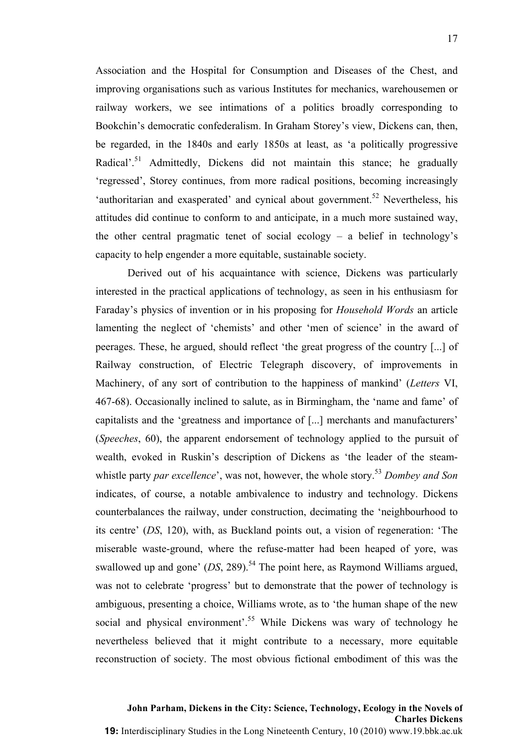Association and the Hospital for Consumption and Diseases of the Chest, and improving organisations such as various Institutes for mechanics, warehousemen or railway workers, we see intimations of a politics broadly corresponding to Bookchin's democratic confederalism. In Graham Storey's view, Dickens can, then, be regarded, in the 1840s and early 1850s at least, as 'a politically progressive Radical'.[51] Admittedly, Dickens did not maintain this stance; he gradually 'regressed', Storey continues, from more radical positions, becoming increasingly 'authoritarian and exasperated' and cynical about government.[52] Nevertheless, his attitudes did continue to conform to and anticipate, in a much more sustained way, the other central pragmatic tenet of social ecology – a belief in technology's capacity to help engender a more equitable, sustainable society.

Derived out of his acquaintance with science, Dickens was particularly interested in the practical applications of technology, as seen in his enthusiasm for Faraday's physics of invention or in his proposing for *Household Words* an article lamenting the neglect of 'chemists' and other 'men of science' in the award of peerages. These, he argued, should reflect 'the great progress of the country [...] of Railway construction, of Electric Telegraph discovery, of improvements in Machinery, of any sort of contribution to the happiness of mankind' (*Letters* VI, 467-68). Occasionally inclined to salute, as in Birmingham, the 'name and fame' of capitalists and the 'greatness and importance of [...] merchants and manufacturers' (*Speeches*, 60), the apparent endorsement of technology applied to the pursuit of wealth, evoked in Ruskin's description of Dickens as 'the leader of the steam-whistle party *par excellence*', was not, however, the whole story.[53] *Dombey and Son* indicates, of course, a notable ambivalence to industry and technology. Dickens counterbalances the railway, under construction, decimating the 'neighbourhood to its centre' (*DS*, 120), with, as Buckland points out, a vision of regeneration: 'The miserable waste-ground, where the refuse-matter had been heaped of yore, was swallowed up and gone' (*DS*, 289).[54] The point here, as Raymond Williams argued, was not to celebrate 'progress' but to demonstrate that the power of technology is ambiguous, presenting a choice, Williams wrote, as to 'the human shape of the new social and physical environment'.[55] While Dickens was wary of technology he nevertheless believed that it might contribute to a necessary, more equitable reconstruction of society. The most obvious fictional embodiment of this was the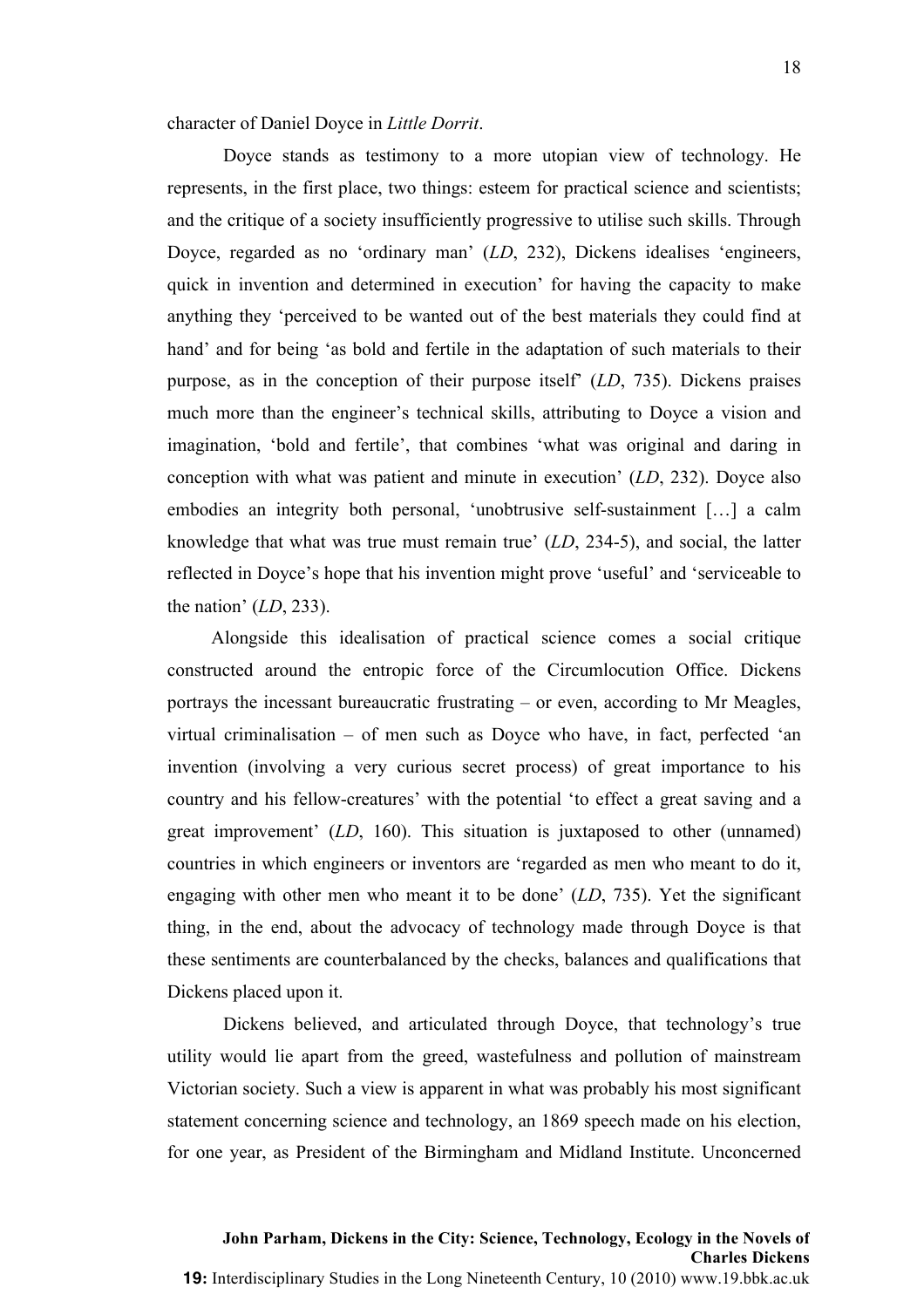character of Daniel Doyce in *Little Dorrit*.

Doyce stands as testimony to a more utopian view of technology. He represents, in the first place, two things: esteem for practical science and scientists; and the critique of a society insufficiently progressive to utilise such skills. Through Doyce, regarded as no 'ordinary man' (*LD*, 232), Dickens idealises 'engineers, quick in invention and determined in execution' for having the capacity to make anything they 'perceived to be wanted out of the best materials they could find at hand' and for being 'as bold and fertile in the adaptation of such materials to their purpose, as in the conception of their purpose itself' (*LD*, 735). Dickens praises much more than the engineer's technical skills, attributing to Doyce a vision and imagination, 'bold and fertile', that combines 'what was original and daring in conception with what was patient and minute in execution' (*LD*, 232). Doyce also embodies an integrity both personal, 'unobtrusive self-sustainment […] a calm knowledge that what was true must remain true' (*LD*, 234-5), and social, the latter reflected in Doyce's hope that his invention might prove 'useful' and 'serviceable to the nation' (*LD*, 233).

Alongside this idealisation of practical science comes a social critique constructed around the entropic force of the Circumlocution Office. Dickens portrays the incessant bureaucratic frustrating – or even, according to Mr Meagles, virtual criminalisation – of men such as Doyce who have, in fact, perfected 'an invention (involving a very curious secret process) of great importance to his country and his fellow-creatures' with the potential 'to effect a great saving and a great improvement' (*LD*, 160). This situation is juxtaposed to other (unnamed) countries in which engineers or inventors are 'regarded as men who meant to do it, engaging with other men who meant it to be done' (*LD*, 735). Yet the significant thing, in the end, about the advocacy of technology made through Doyce is that these sentiments are counterbalanced by the checks, balances and qualifications that Dickens placed upon it.

Dickens believed, and articulated through Doyce, that technology's true utility would lie apart from the greed, wastefulness and pollution of mainstream Victorian society. Such a view is apparent in what was probably his most significant statement concerning science and technology, an 1869 speech made on his election, for one year, as President of the Birmingham and Midland Institute. Unconcerned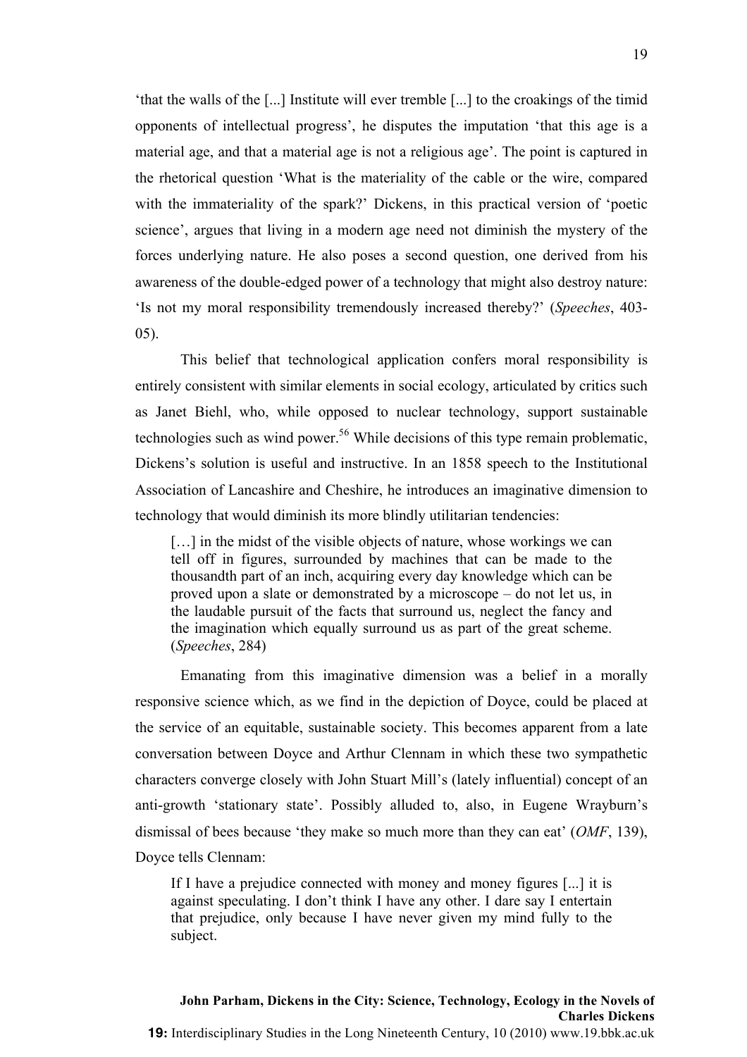'that the walls of the [...] Institute will ever tremble [...] to the croakings of the timid opponents of intellectual progress', he disputes the imputation 'that this age is a material age, and that a material age is not a religious age'. The point is captured in the rhetorical question 'What is the materiality of the cable or the wire, compared with the immateriality of the spark?' Dickens, in this practical version of 'poetic science', argues that living in a modern age need not diminish the mystery of the forces underlying nature. He also poses a second question, one derived from his awareness of the double-edged power of a technology that might also destroy nature: 'Is not my moral responsibility tremendously increased thereby?' (*Speeches*, 403-05).

This belief that technological application confers moral responsibility is entirely consistent with similar elements in social ecology, articulated by critics such as Janet Biehl, who, while opposed to nuclear technology, support sustainable technologies such as wind power.[56] While decisions of this type remain problematic, Dickens's solution is useful and instructive. In an 1858 speech to the Institutional Association of Lancashire and Cheshire, he introduces an imaginative dimension to technology that would diminish its more blindly utilitarian tendencies:

> […] in the midst of the visible objects of nature, whose workings we can tell off in figures, surrounded by machines that can be made to the thousandth part of an inch, acquiring every day knowledge which can be proved upon a slate or demonstrated by a microscope – do not let us, in the laudable pursuit of the facts that surround us, neglect the fancy and the imagination which equally surround us as part of the great scheme. (*Speeches*, 284)

Emanating from this imaginative dimension was a belief in a morally responsive science which, as we find in the depiction of Doyce, could be placed at the service of an equitable, sustainable society. This becomes apparent from a late conversation between Doyce and Arthur Clennam in which these two sympathetic characters converge closely with John Stuart Mill's (lately influential) concept of an anti-growth 'stationary state'. Possibly alluded to, also, in Eugene Wrayburn's dismissal of bees because 'they make so much more than they can eat' (*OMF*, 139), Doyce tells Clennam:

> If I have a prejudice connected with money and money figures [...] it is against speculating. I don't think I have any other. I dare say I entertain that prejudice, only because I have never given my mind fully to the subject.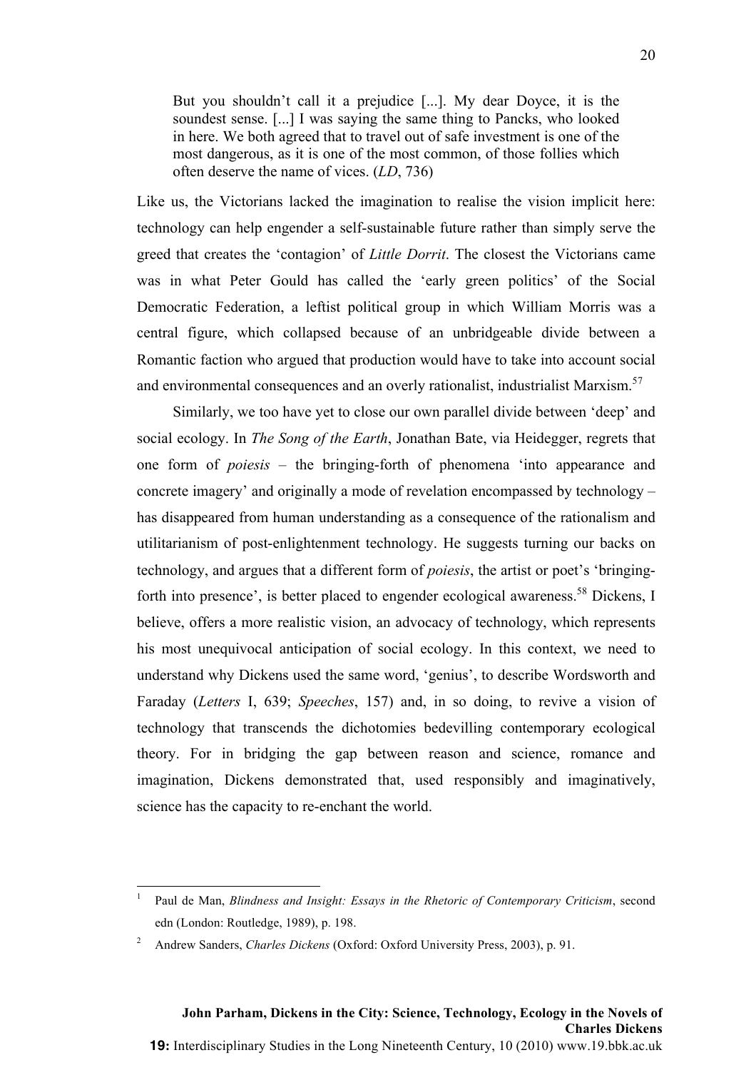> But you shouldn't call it a prejudice [...]. My dear Doyce, it is the soundest sense. [...] I was saying the same thing to Pancks, who looked in here. We both agreed that to travel out of safe investment is one of the most dangerous, as it is one of the most common, of those follies which often deserve the name of vices. (*LD*, 736)

Like us, the Victorians lacked the imagination to realise the vision implicit here: technology can help engender a self-sustainable future rather than simply serve the greed that creates the 'contagion' of *Little Dorrit*. The closest the Victorians came was in what Peter Gould has called the 'early green politics' of the Social Democratic Federation, a leftist political group in which William Morris was a central figure, which collapsed because of an unbridgeable divide between a Romantic faction who argued that production would have to take into account social and environmental consequences and an overly rationalist, industrialist Marxism.[57]

Similarly, we too have yet to close our own parallel divide between 'deep' and social ecology. In *The Song of the Earth*, Jonathan Bate, via Heidegger, regrets that one form of *poiesis* – the bringing-forth of phenomena 'into appearance and concrete imagery' and originally a mode of revelation encompassed by technology – has disappeared from human understanding as a consequence of the rationalism and utilitarianism of post-enlightenment technology. He suggests turning our backs on technology, and argues that a different form of *poiesis*, the artist or poet's 'bringing-forth into presence', is better placed to engender ecological awareness.[58] Dickens, I believe, offers a more realistic vision, an advocacy of technology, which represents his most unequivocal anticipation of social ecology. In this context, we need to understand why Dickens used the same word, 'genius', to describe Wordsworth and Faraday (*Letters* I, 639; *Speeches*, 157) and, in so doing, to revive a vision of technology that transcends the dichotomies bedevilling contemporary ecological theory. For in bridging the gap between reason and science, romance and imagination, Dickens demonstrated that, used responsibly and imaginatively, science has the capacity to re-enchant the world.

---

[1] Paul de Man, *Blindness and Insight: Essays in the Rhetoric of Contemporary Criticism*, second edn (London: Routledge, 1989), p. 198.

[2] Andrew Sanders, *Charles Dickens* (Oxford: Oxford University Press, 2003), p. 91.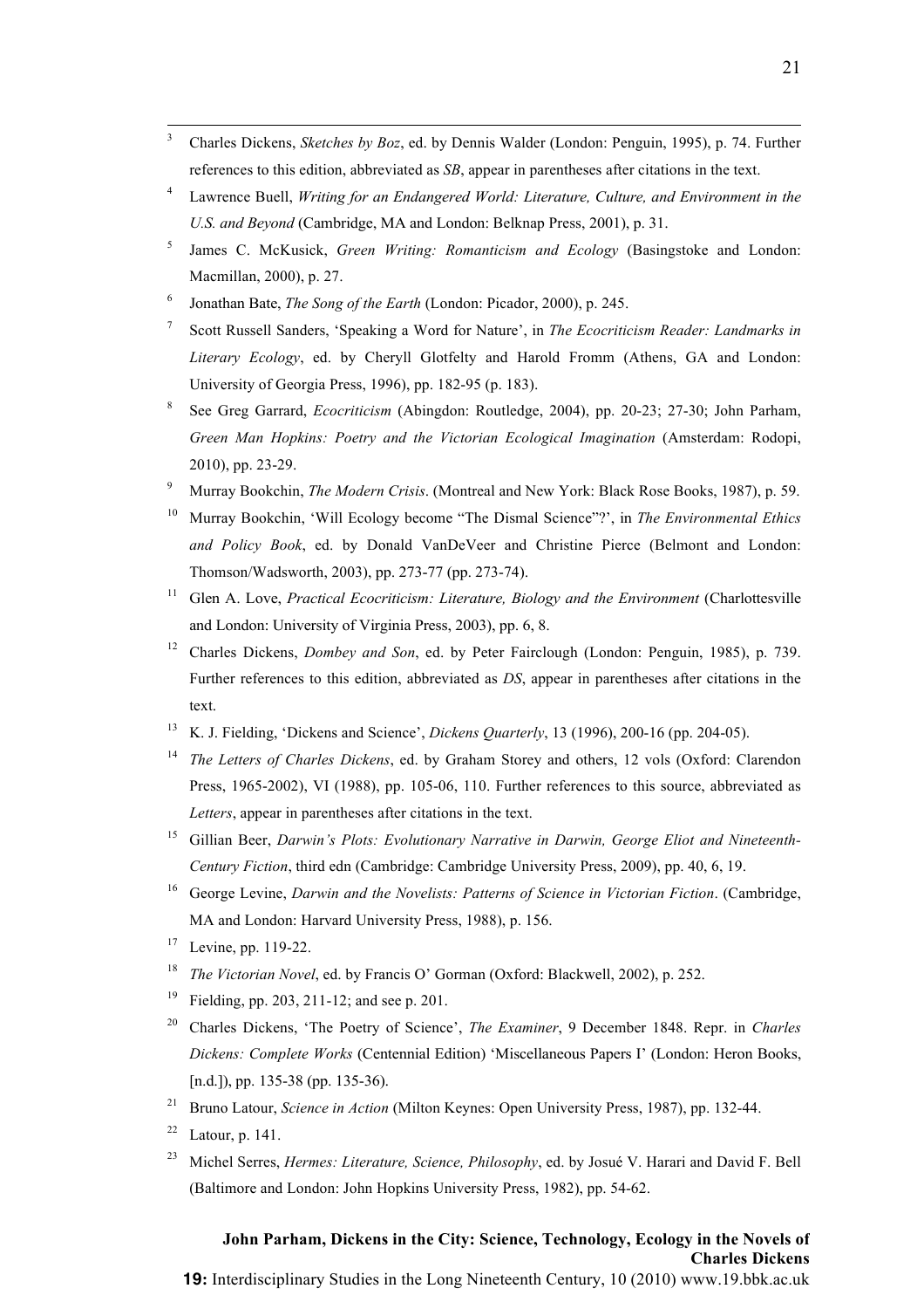[3] Charles Dickens, *Sketches by Boz*, ed. by Dennis Walder (London: Penguin, 1995), p. 74. Further references to this edition, abbreviated as *SB*, appear in parentheses after citations in the text.

[4] Lawrence Buell, *Writing for an Endangered World: Literature, Culture, and Environment in the U.S. and Beyond* (Cambridge, MA and London: Belknap Press, 2001), p. 31.

[5] James C. McKusick, *Green Writing: Romanticism and Ecology* (Basingstoke and London: Macmillan, 2000), p. 27.

[6] Jonathan Bate, *The Song of the Earth* (London: Picador, 2000), p. 245.

[7] Scott Russell Sanders, 'Speaking a Word for Nature', in *The Ecocriticism Reader: Landmarks in Literary Ecology*, ed. by Cheryll Glotfelty and Harold Fromm (Athens, GA and London: University of Georgia Press, 1996), pp. 182-95 (p. 183).

[8] See Greg Garrard, *Ecocriticism* (Abingdon: Routledge, 2004), pp. 20-23; 27-30; John Parham, *Green Man Hopkins: Poetry and the Victorian Ecological Imagination* (Amsterdam: Rodopi, 2010), pp. 23-29.

[9] Murray Bookchin, *The Modern Crisis*. (Montreal and New York: Black Rose Books, 1987), p. 59.

[10] Murray Bookchin, 'Will Ecology become "The Dismal Science"?', in *The Environmental Ethics and Policy Book*, ed. by Donald VanDeVeer and Christine Pierce (Belmont and London: Thomson/Wadsworth, 2003), pp. 273-77 (pp. 273-74).

[11] Glen A. Love, *Practical Ecocriticism: Literature, Biology and the Environment* (Charlottesville and London: University of Virginia Press, 2003), pp. 6, 8.

[12] Charles Dickens, *Dombey and Son*, ed. by Peter Fairclough (London: Penguin, 1985), p. 739. Further references to this edition, abbreviated as *DS*, appear in parentheses after citations in the text.

[13] K. J. Fielding, 'Dickens and Science', *Dickens Quarterly*, 13 (1996), 200-16 (pp. 204-05).

[14] *The Letters of Charles Dickens*, ed. by Graham Storey and others, 12 vols (Oxford: Clarendon Press, 1965-2002), VI (1988), pp. 105-06, 110. Further references to this source, abbreviated as *Letters*, appear in parentheses after citations in the text.

[15] Gillian Beer, *Darwin's Plots: Evolutionary Narrative in Darwin, George Eliot and Nineteenth-Century Fiction*, third edn (Cambridge: Cambridge University Press, 2009), pp. 40, 6, 19.

[16] George Levine, *Darwin and the Novelists: Patterns of Science in Victorian Fiction*. (Cambridge, MA and London: Harvard University Press, 1988), p. 156.

[17] Levine, pp. 119-22.

[18] *The Victorian Novel*, ed. by Francis O' Gorman (Oxford: Blackwell, 2002), p. 252.

[19] Fielding, pp. 203, 211-12; and see p. 201.

[20] Charles Dickens, 'The Poetry of Science', *The Examiner*, 9 December 1848. Repr. in *Charles Dickens: Complete Works* (Centennial Edition) 'Miscellaneous Papers I' (London: Heron Books, [n.d.]), pp. 135-38 (pp. 135-36).

[21] Bruno Latour, *Science in Action* (Milton Keynes: Open University Press, 1987), pp. 132-44.

[22] Latour, p. 141.

[23] Michel Serres, *Hermes: Literature, Science, Philosophy*, ed. by Josué V. Harari and David F. Bell (Baltimore and London: John Hopkins University Press, 1982), pp. 54-62.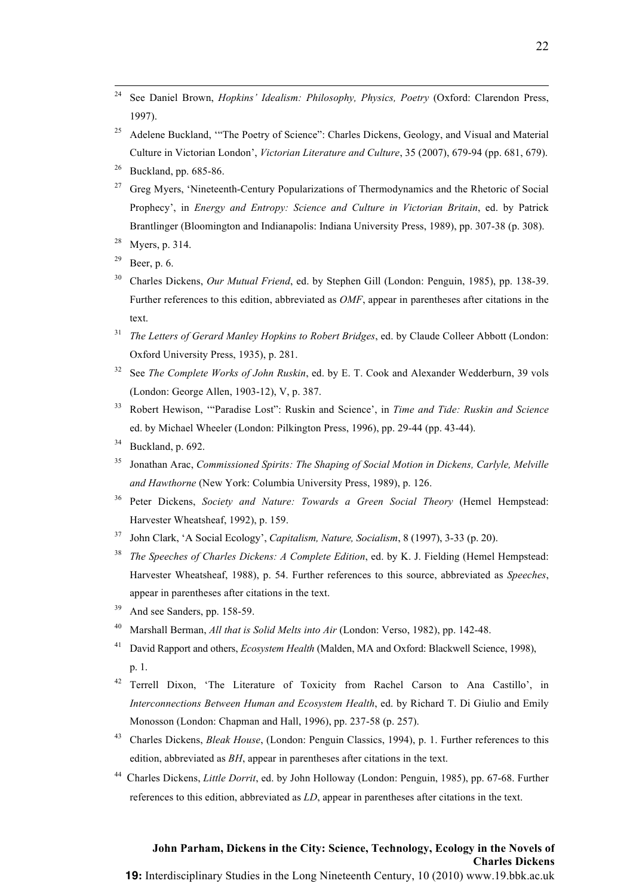[24] See Daniel Brown, *Hopkins' Idealism: Philosophy, Physics, Poetry* (Oxford: Clarendon Press, 1997).

[25] Adelene Buckland, '"The Poetry of Science": Charles Dickens, Geology, and Visual and Material Culture in Victorian London', *Victorian Literature and Culture*, 35 (2007), 679-94 (pp. 681, 679).

[26] Buckland, pp. 685-86.

[27] Greg Myers, 'Nineteenth-Century Popularizations of Thermodynamics and the Rhetoric of Social Prophecy', in *Energy and Entropy: Science and Culture in Victorian Britain*, ed. by Patrick Brantlinger (Bloomington and Indianapolis: Indiana University Press, 1989), pp. 307-38 (p. 308).

[28] Myers, p. 314.

[29] Beer, p. 6.

[30] Charles Dickens, *Our Mutual Friend*, ed. by Stephen Gill (London: Penguin, 1985), pp. 138-39. Further references to this edition, abbreviated as *OMF*, appear in parentheses after citations in the text.

[31] *The Letters of Gerard Manley Hopkins to Robert Bridges*, ed. by Claude Colleer Abbott (London: Oxford University Press, 1935), p. 281.

[32] See *The Complete Works of John Ruskin*, ed. by E. T. Cook and Alexander Wedderburn, 39 vols (London: George Allen, 1903-12), V, p. 387.

[33] Robert Hewison, '"Paradise Lost": Ruskin and Science', in *Time and Tide: Ruskin and Science* ed. by Michael Wheeler (London: Pilkington Press, 1996), pp. 29-44 (pp. 43-44).

[34] Buckland, p. 692.

[35] Jonathan Arac, *Commissioned Spirits: The Shaping of Social Motion in Dickens, Carlyle, Melville and Hawthorne* (New York: Columbia University Press, 1989), p. 126.

[36] Peter Dickens, *Society and Nature: Towards a Green Social Theory* (Hemel Hempstead: Harvester Wheatsheaf, 1992), p. 159.

[37] John Clark, 'A Social Ecology', *Capitalism, Nature, Socialism*, 8 (1997), 3-33 (p. 20).

[38] *The Speeches of Charles Dickens: A Complete Edition*, ed. by K. J. Fielding (Hemel Hempstead: Harvester Wheatsheaf, 1988), p. 54. Further references to this source, abbreviated as *Speeches*, appear in parentheses after citations in the text.

[39] And see Sanders, pp. 158-59.

[40] Marshall Berman, *All that is Solid Melts into Air* (London: Verso, 1982), pp. 142-48.

[41] David Rapport and others, *Ecosystem Health* (Malden, MA and Oxford: Blackwell Science, 1998), p. 1.

[42] Terrell Dixon, 'The Literature of Toxicity from Rachel Carson to Ana Castillo', in *Interconnections Between Human and Ecosystem Health*, ed. by Richard T. Di Giulio and Emily Monosson (London: Chapman and Hall, 1996), pp. 237-58 (p. 257).

[43] Charles Dickens, *Bleak House*, (London: Penguin Classics, 1994), p. 1. Further references to this edition, abbreviated as *BH*, appear in parentheses after citations in the text.

[44] Charles Dickens, *Little Dorrit*, ed. by John Holloway (London: Penguin, 1985), pp. 67-68. Further references to this edition, abbreviated as *LD*, appear in parentheses after citations in the text.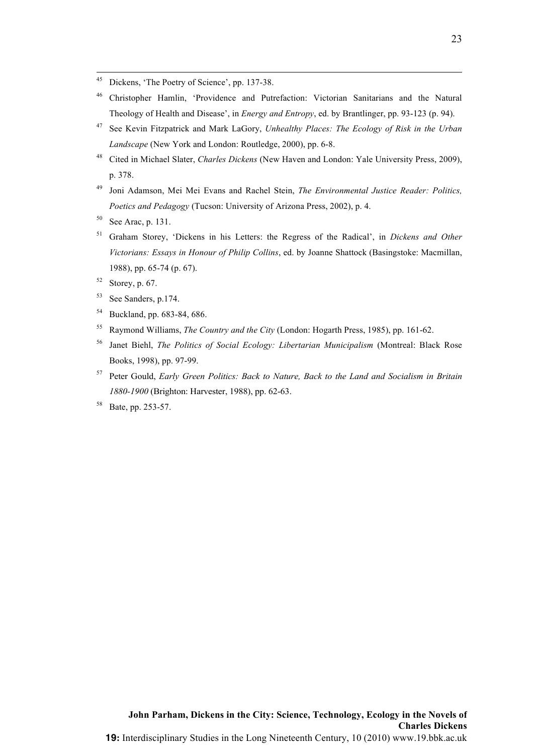[45] Dickens, 'The Poetry of Science', pp. 137-38.

[46] Christopher Hamlin, 'Providence and Putrefaction: Victorian Sanitarians and the Natural Theology of Health and Disease', in *Energy and Entropy*, ed. by Brantlinger, pp. 93-123 (p. 94).

[47] See Kevin Fitzpatrick and Mark LaGory, *Unhealthy Places: The Ecology of Risk in the Urban Landscape* (New York and London: Routledge, 2000), pp. 6-8.

[48] Cited in Michael Slater, *Charles Dickens* (New Haven and London: Yale University Press, 2009), p. 378.

[49] Joni Adamson, Mei Mei Evans and Rachel Stein, *The Environmental Justice Reader: Politics, Poetics and Pedagogy* (Tucson: University of Arizona Press, 2002), p. 4.

[50] See Arac, p. 131.

[51] Graham Storey, 'Dickens in his Letters: the Regress of the Radical', in *Dickens and Other Victorians: Essays in Honour of Philip Collins*, ed. by Joanne Shattock (Basingstoke: Macmillan, 1988), pp. 65-74 (p. 67).

[52] Storey, p. 67.

[53] See Sanders, p.174.

[54] Buckland, pp. 683-84, 686.

[55] Raymond Williams, *The Country and the City* (London: Hogarth Press, 1985), pp. 161-62.

[56] Janet Biehl, *The Politics of Social Ecology: Libertarian Municipalism* (Montreal: Black Rose Books, 1998), pp. 97-99.

[57] Peter Gould, *Early Green Politics: Back to Nature, Back to the Land and Socialism in Britain 1880-1900* (Brighton: Harvester, 1988), pp. 62-63.

[58] Bate, pp. 253-57.